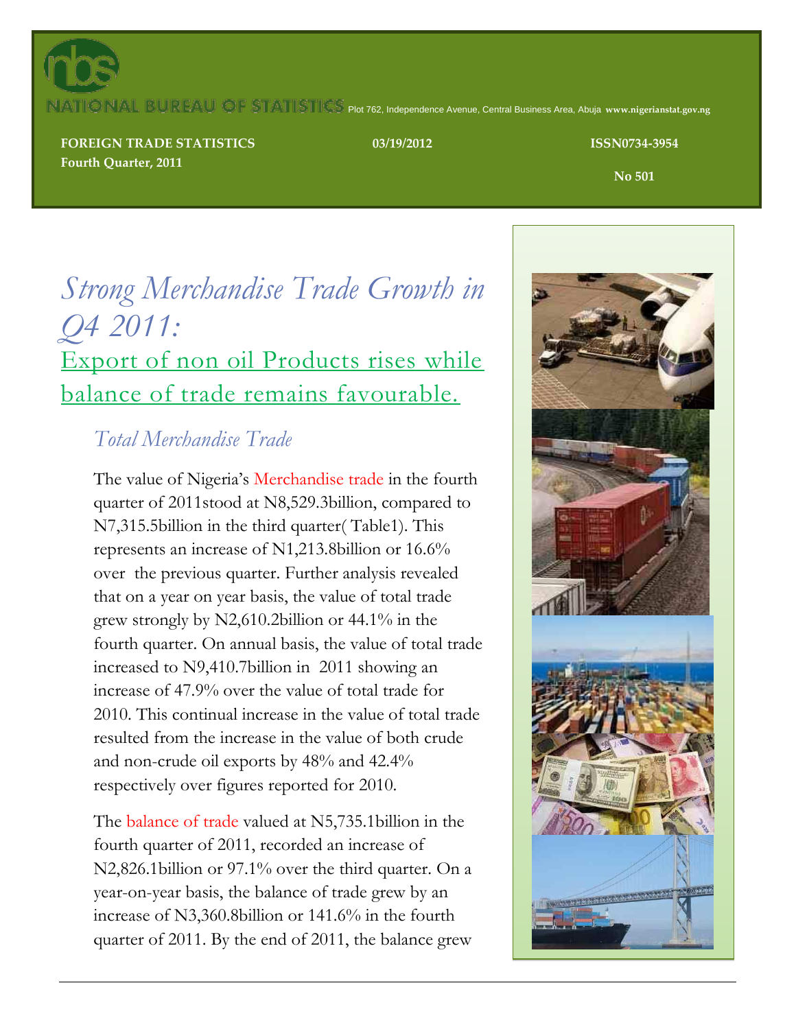NATIONAL BUREAU OF STATISTICS Plot 762, Independence Avenue, Central Business Area, Abuja www.nigerianstat.gov.ng

**FOREIGN TRADE STATISTICS** **03/19/2012** **ISSN0734-3954**
**Fourth Quarter, 2011** **No 501**

# *Strong Merchandise Trade Growth in Q4 2011:*

## Export of non oil Products rises while balance of trade remains favourable.

### *Total Merchandise Trade*

The value of Nigeria's Merchandise trade in the fourth quarter of 2011stood at N8,529.3billion, compared to N7,315.5billion in the third quarter( Table1). This represents an increase of N1,213.8billion or 16.6% over the previous quarter. Further analysis revealed that on a year on year basis, the value of total trade grew strongly by N2,610.2billion or 44.1% in the fourth quarter. On annual basis, the value of total trade increased to N9,410.7billion in 2011 showing an increase of 47.9% over the value of total trade for 2010. This continual increase in the value of total trade resulted from the increase in the value of both crude and non-crude oil exports by 48% and 42.4% respectively over figures reported for 2010.

The balance of trade valued at N5,735.1billion in the fourth quarter of 2011, recorded an increase of N2,826.1billion or 97.1% over the third quarter. On a year-on-year basis, the balance of trade grew by an increase of N3,360.8billion or 141.6% in the fourth quarter of 2011. By the end of 2011, the balance grew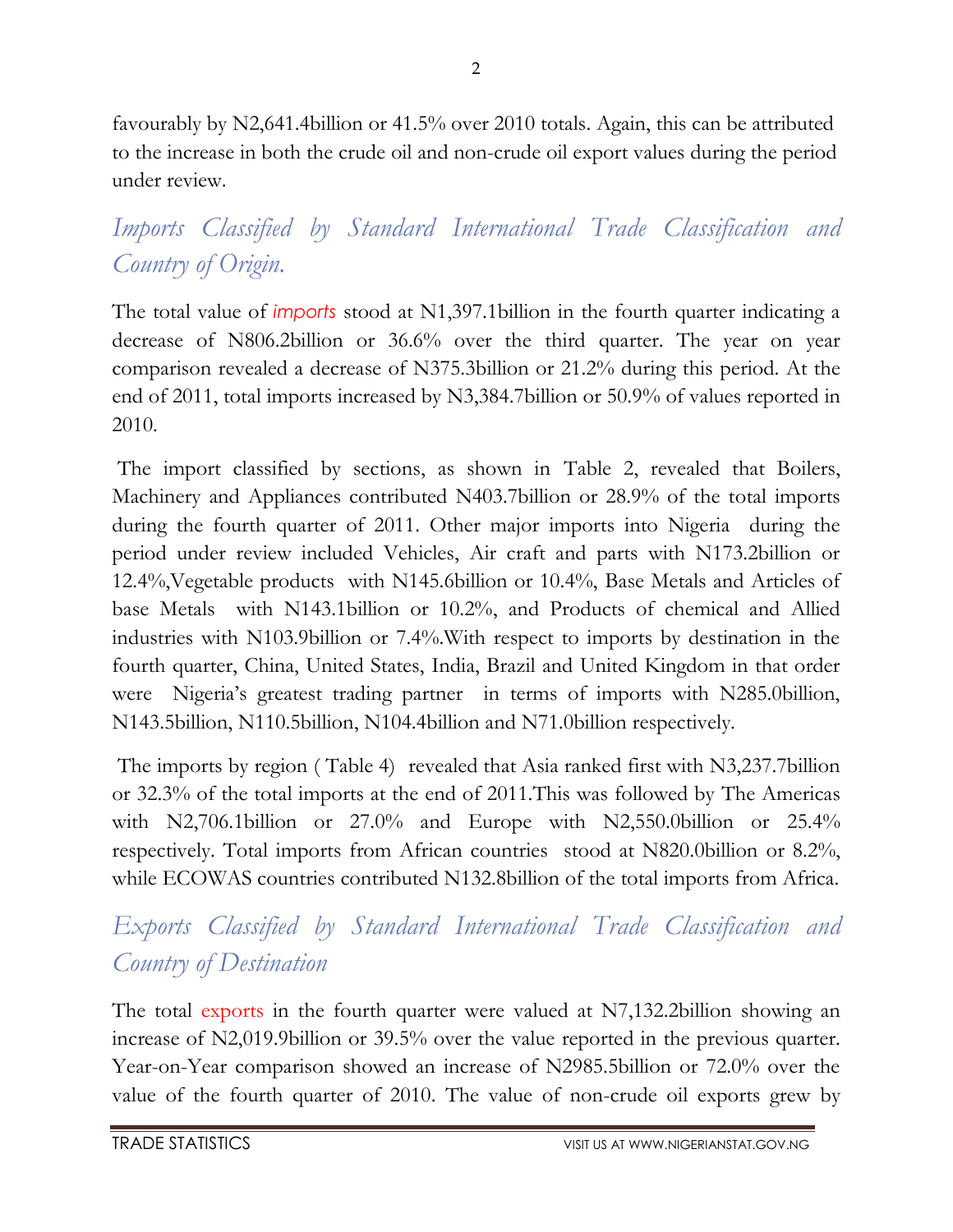favourably by N2,641.4billion or 41.5% over 2010 totals. Again, this can be attributed to the increase in both the crude oil and non-crude oil export values during the period under review.

## *Imports Classified by Standard International Trade Classification and Country of Origin.*

The total value of *imports* stood at N1,397.1billion in the fourth quarter indicating a decrease of N806.2billion or 36.6% over the third quarter. The year on year comparison revealed a decrease of N375.3billion or 21.2% during this period. At the end of 2011, total imports increased by N3,384.7billion or 50.9% of values reported in 2010.

The import classified by sections, as shown in Table 2, revealed that Boilers, Machinery and Appliances contributed N403.7billion or 28.9% of the total imports during the fourth quarter of 2011. Other major imports into Nigeria during the period under review included Vehicles, Air craft and parts with N173.2billion or 12.4%,Vegetable products with N145.6billion or 10.4%, Base Metals and Articles of base Metals with N143.1billion or 10.2%, and Products of chemical and Allied industries with N103.9billion or 7.4%.With respect to imports by destination in the fourth quarter, China, United States, India, Brazil and United Kingdom in that order were Nigeria's greatest trading partner in terms of imports with N285.0billion, N143.5billion, N110.5billion, N104.4billion and N71.0billion respectively.

The imports by region ( Table 4) revealed that Asia ranked first with N3,237.7billion or 32.3% of the total imports at the end of 2011.This was followed by The Americas with N2,706.1billion or 27.0% and Europe with N2,550.0billion or 25.4% respectively. Total imports from African countries stood at N820.0billion or 8.2%, while ECOWAS countries contributed N132.8billion of the total imports from Africa.

## *Exports Classified by Standard International Trade Classification and Country of Destination*

The total exports in the fourth quarter were valued at N7,132.2billion showing an increase of N2,019.9billion or 39.5% over the value reported in the previous quarter. Year-on-Year comparison showed an increase of N2985.5billion or 72.0% over the value of the fourth quarter of 2010. The value of non-crude oil exports grew by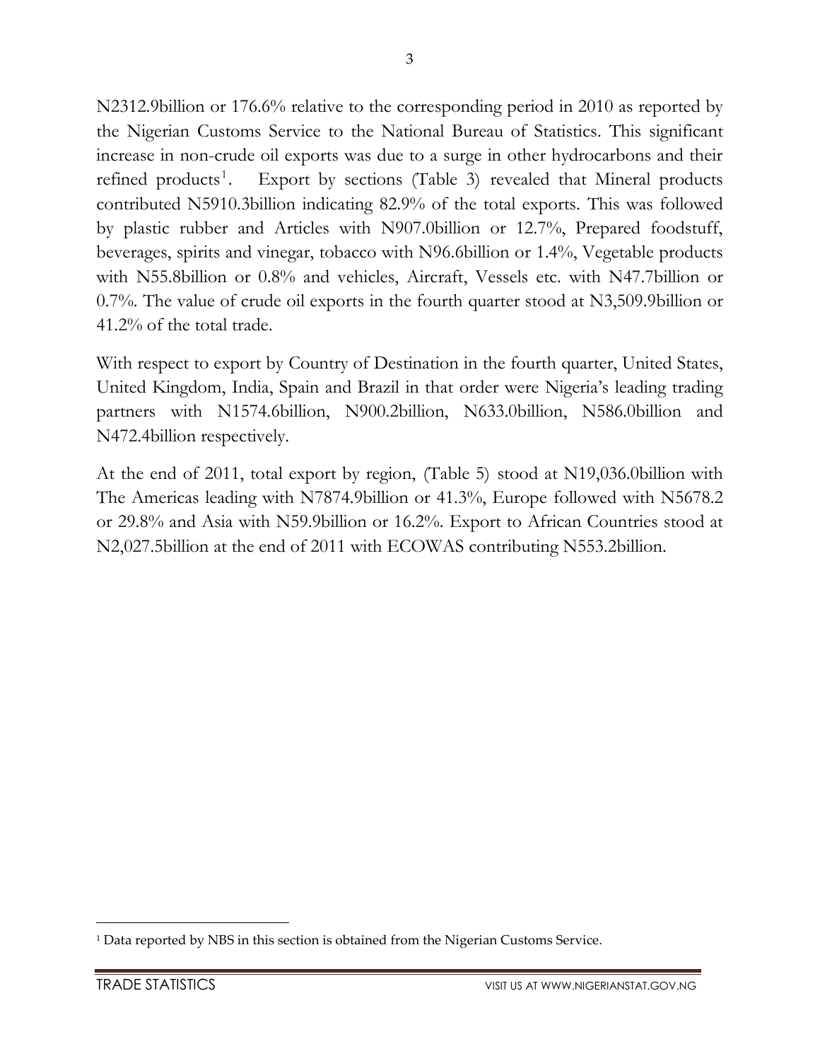N2312.9billion or 176.6% relative to the corresponding period in 2010 as reported by the Nigerian Customs Service to the National Bureau of Statistics. This significant increase in non-crude oil exports was due to a surge in other hydrocarbons and their refined products[1]. Export by sections (Table 3) revealed that Mineral products contributed N5910.3billion indicating 82.9% of the total exports. This was followed by plastic rubber and Articles with N907.0billion or 12.7%, Prepared foodstuff, beverages, spirits and vinegar, tobacco with N96.6billion or 1.4%, Vegetable products with N55.8billion or 0.8% and vehicles, Aircraft, Vessels etc. with N47.7billion or 0.7%. The value of crude oil exports in the fourth quarter stood at N3,509.9billion or 41.2% of the total trade.

With respect to export by Country of Destination in the fourth quarter, United States, United Kingdom, India, Spain and Brazil in that order were Nigeria's leading trading partners with N1574.6billion, N900.2billion, N633.0billion, N586.0billion and N472.4billion respectively.

At the end of 2011, total export by region, (Table 5) stood at N19,036.0billion with The Americas leading with N7874.9billion or 41.3%, Europe followed with N5678.2 or 29.8% and Asia with N59.9billion or 16.2%. Export to African Countries stood at N2,027.5billion at the end of 2011 with ECOWAS contributing N553.2billion.

---

[1] Data reported by NBS in this section is obtained from the Nigerian Customs Service.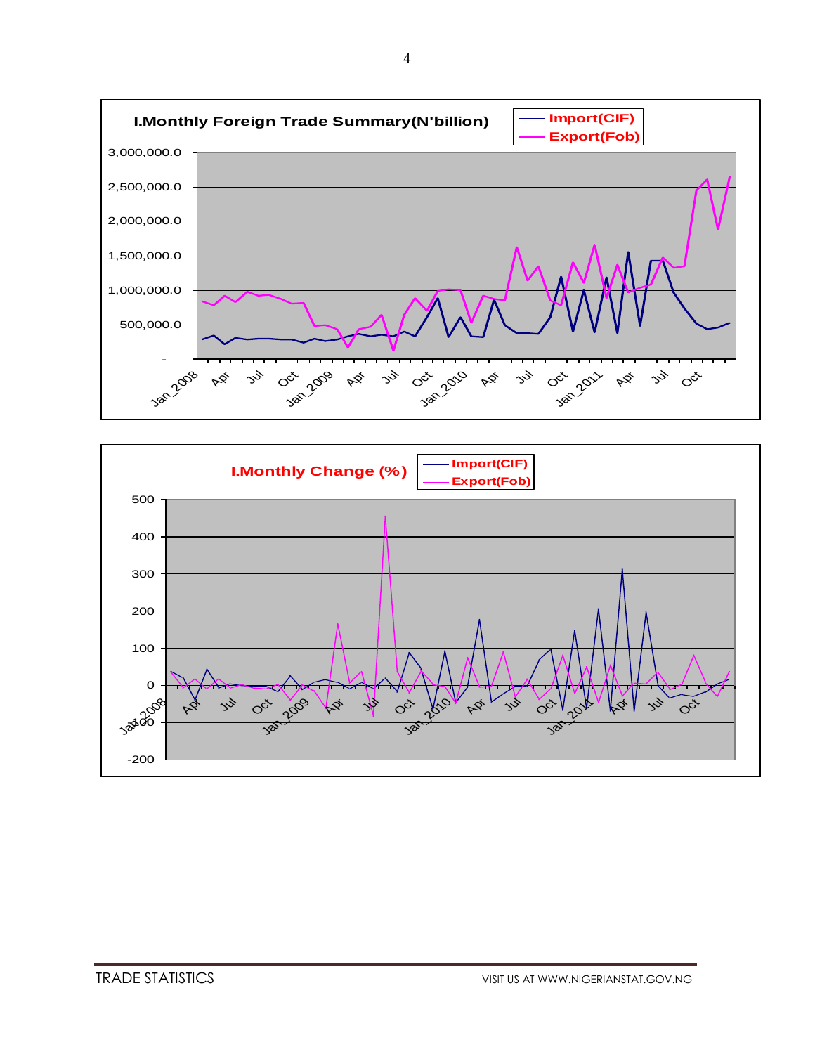**I.Monthly Foreign Trade Summary(N'billion)**

Import(CIF)
Export(Fob)

3,000,000.0
2,500,000.0
2,000,000.0
1,500,000.0
1,000,000.0
500,000.0
-

Jan_2008 Apr Jul Oct Jan_2009 Apr Jul Oct Jan_2010 Apr Jul Oct Jan_2011 Apr Jul Oct

**I.Monthly Change (%)**

Import(CIF)
Export(Fob)

500
400
300
200
100
0
-100
-200

Jan_2008 Apr Jul Oct Jan_2009 Apr Jul Oct Jan_2010 Apr Jul Oct Jan_2011 Apr Jul Oct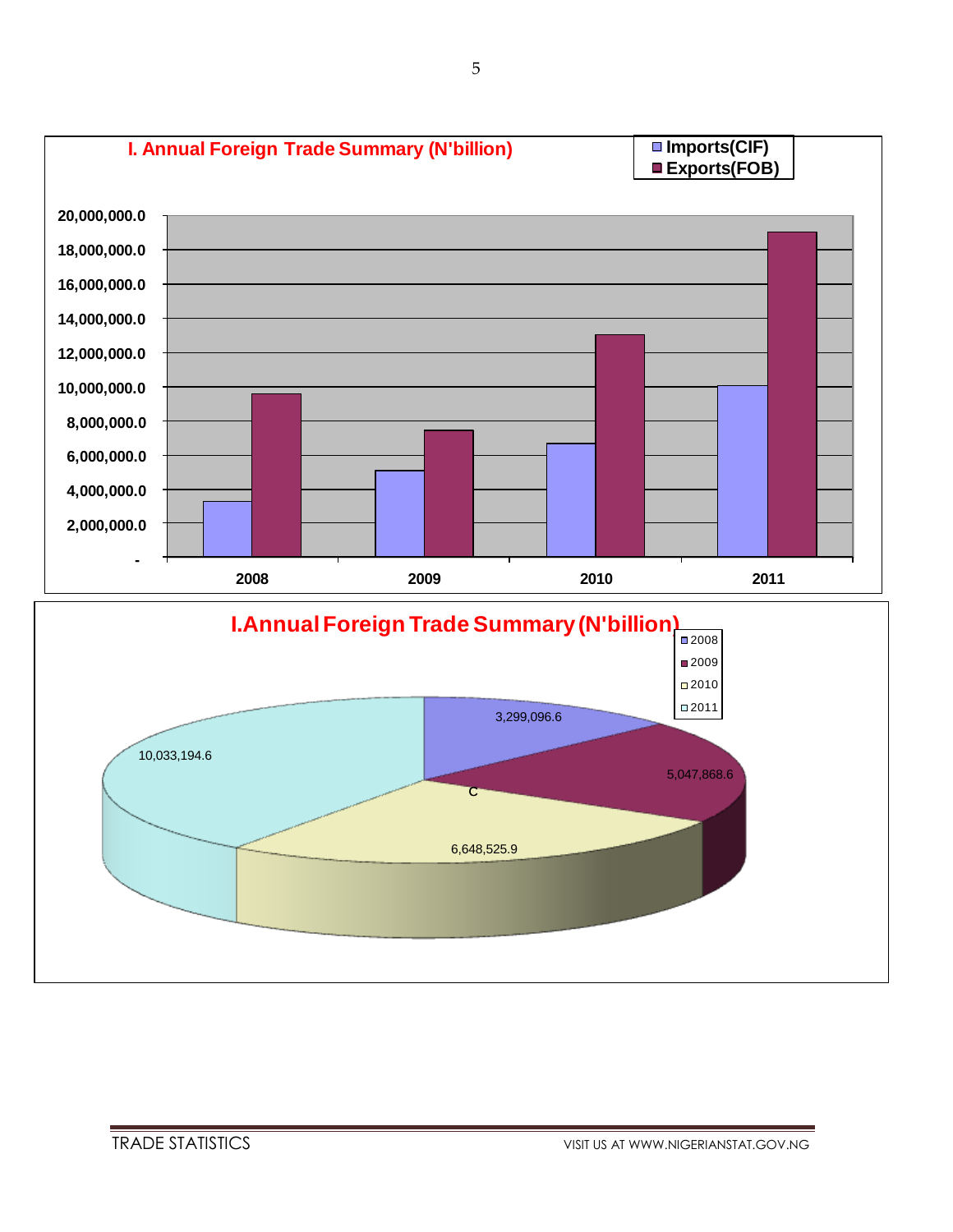## I. Annual Foreign Trade Summary (N'billion)

Imports(CIF)
Exports(FOB)

20,000,000.0
18,000,000.0
16,000,000.0
14,000,000.0
12,000,000.0
10,000,000.0
8,000,000.0
6,000,000.0
4,000,000.0
2,000,000.0
-

2008 2009 2010 2011

## I.Annual Foreign Trade Summary (N'billion)

2008
2009
2010
2011

3,299,096.6
5,047,868.6
6,648,525.9
10,033,194.6
C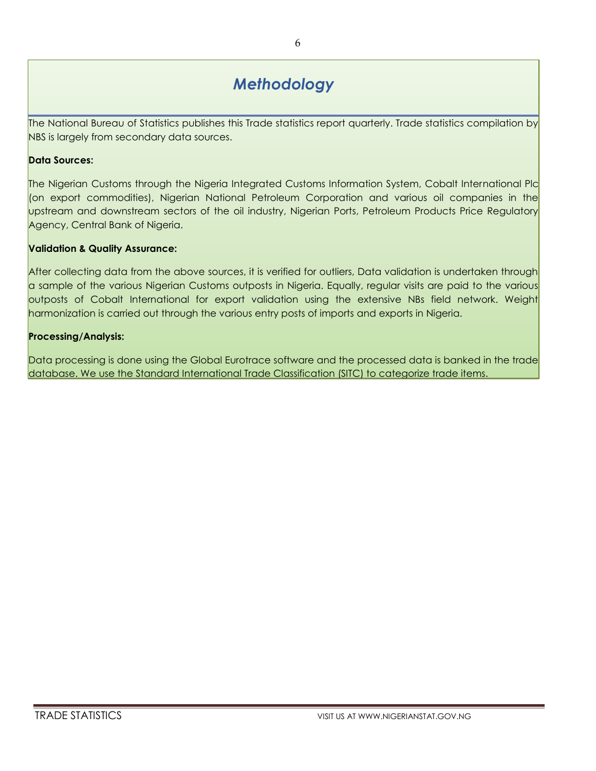# *Methodology*

The National Bureau of Statistics publishes this Trade statistics report quarterly. Trade statistics compilation by NBS is largely from secondary data sources.

**Data Sources:**

The Nigerian Customs through the Nigeria Integrated Customs Information System, Cobalt International Plc (on export commodities), Nigerian National Petroleum Corporation and various oil companies in the upstream and downstream sectors of the oil industry, Nigerian Ports, Petroleum Products Price Regulatory Agency, Central Bank of Nigeria.

**Validation & Quality Assurance:**

After collecting data from the above sources, it is verified for outliers, Data validation is undertaken through a sample of the various Nigerian Customs outposts in Nigeria. Equally, regular visits are paid to the various outposts of Cobalt International for export validation using the extensive NBs field network. Weight harmonization is carried out through the various entry posts of imports and exports in Nigeria.

**Processing/Analysis:**

Data processing is done using the Global Eurotrace software and the processed data is banked in the trade database. We use the Standard International Trade Classification (SITC) to categorize trade items.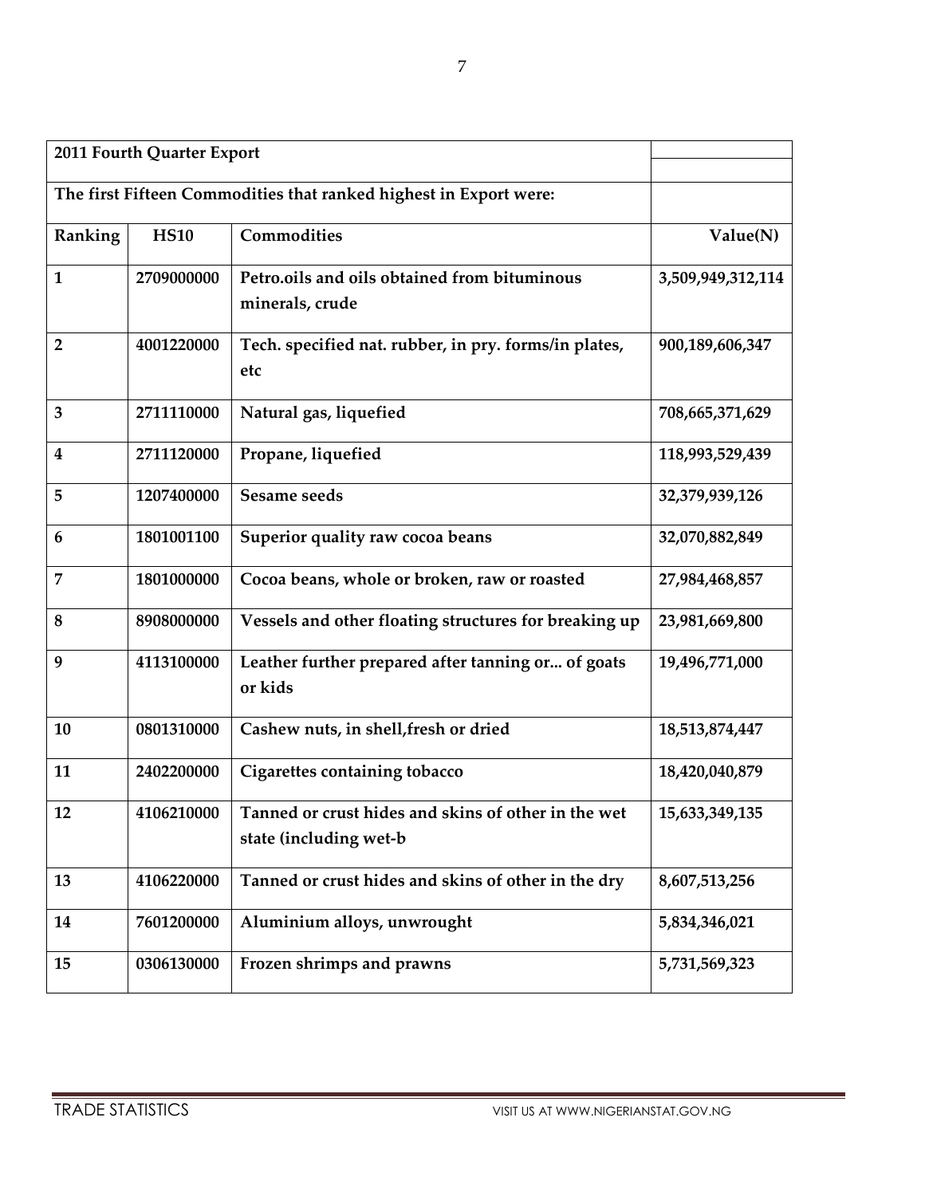| 2011 Fourth Quarter Export | | | |
|---|---|---|---|
| The first Fifteen Commodities that ranked highest in Export were: | | | |
| **Ranking** | **HS10** | **Commodities** | **Value(N)** |
| 1 | 2709000000 | Petro.oils and oils obtained from bituminous minerals, crude | 3,509,949,312,114 |
| 2 | 4001220000 | Tech. specified nat. rubber, in pry. forms/in plates, etc | 900,189,606,347 |
| 3 | 2711110000 | Natural gas, liquefied | 708,665,371,629 |
| 4 | 2711120000 | Propane, liquefied | 118,993,529,439 |
| 5 | 1207400000 | Sesame seeds | 32,379,939,126 |
| 6 | 1801001100 | Superior quality raw cocoa beans | 32,070,882,849 |
| 7 | 1801000000 | Cocoa beans, whole or broken, raw or roasted | 27,984,468,857 |
| 8 | 8908000000 | Vessels and other floating structures for breaking up | 23,981,669,800 |
| 9 | 4113100000 | Leather further prepared after tanning or... of goats or kids | 19,496,771,000 |
| 10 | 0801310000 | Cashew nuts, in shell,fresh or dried | 18,513,874,447 |
| 11 | 2402200000 | Cigarettes containing tobacco | 18,420,040,879 |
| 12 | 4106210000 | Tanned or crust hides and skins of other in the wet state (including wet-b | 15,633,349,135 |
| 13 | 4106220000 | Tanned or crust hides and skins of other in the dry | 8,607,513,256 |
| 14 | 7601200000 | Aluminium alloys, unwrought | 5,834,346,021 |
| 15 | 0306130000 | Frozen shrimps and prawns | 5,731,569,323 |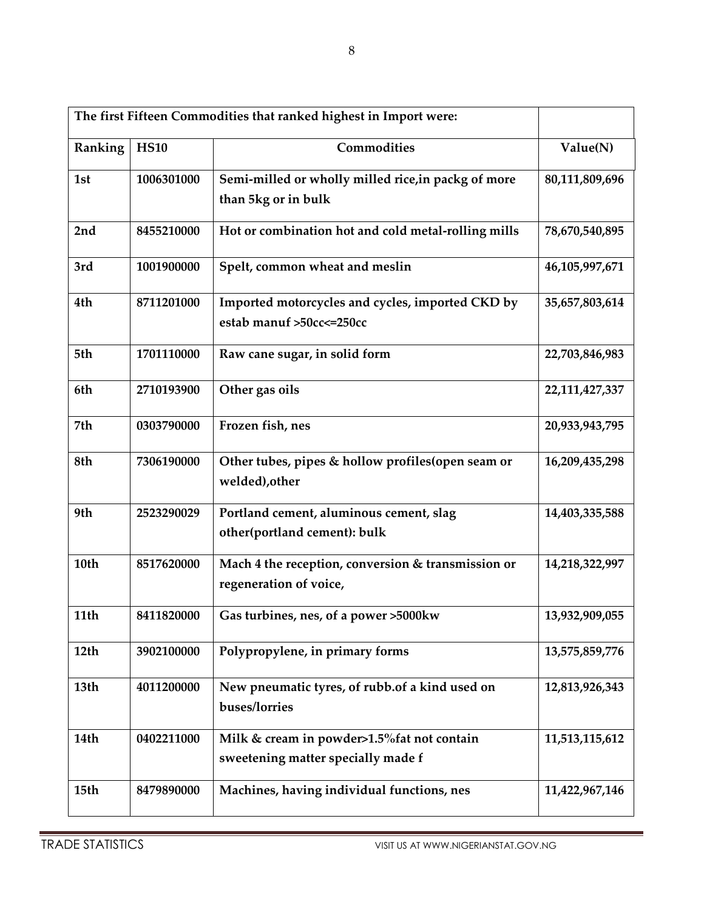**The first Fifteen Commodities that ranked highest in Import were:**

| Ranking | HS10 | Commodities | Value(N) |
|---|---|---|---|
| 1st | 1006301000 | Semi-milled or wholly milled rice,in packg of more than 5kg or in bulk | 80,111,809,696 |
| 2nd | 8455210000 | Hot or combination hot and cold metal-rolling mills | 78,670,540,895 |
| 3rd | 1001900000 | Spelt, common wheat and meslin | 46,105,997,671 |
| 4th | 8711201000 | Imported motorcycles and cycles, imported CKD by estab manuf >50cc<=250cc | 35,657,803,614 |
| 5th | 1701110000 | Raw cane sugar, in solid form | 22,703,846,983 |
| 6th | 2710193900 | Other gas oils | 22,111,427,337 |
| 7th | 0303790000 | Frozen fish, nes | 20,933,943,795 |
| 8th | 7306190000 | Other tubes, pipes & hollow profiles(open seam or welded),other | 16,209,435,298 |
| 9th | 2523290029 | Portland cement, aluminous cement, slag other(portland cement): bulk | 14,403,335,588 |
| 10th | 8517620000 | Mach 4 the reception, conversion & transmission or regeneration of voice, | 14,218,322,997 |
| 11th | 8411820000 | Gas turbines, nes, of a power >5000kw | 13,932,909,055 |
| 12th | 3902100000 | Polypropylene, in primary forms | 13,575,859,776 |
| 13th | 4011200000 | New pneumatic tyres, of rubb.of a kind used on buses/lorries | 12,813,926,343 |
| 14th | 0402211000 | Milk & cream in powder>1.5%fat not contain sweetening matter specially made f | 11,513,115,612 |
| 15th | 8479890000 | Machines, having individual functions, nes | 11,422,967,146 |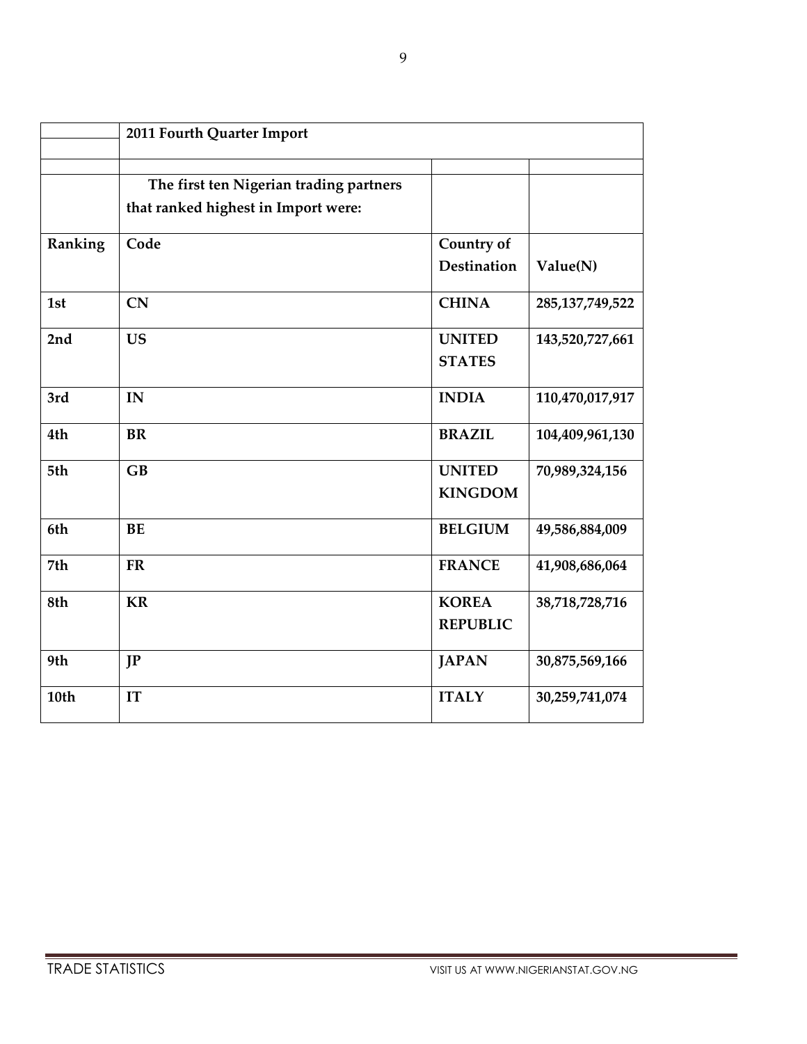| | 2011 Fourth Quarter Import | | |
|---|---|---|---|
| | | | |
| | The first ten Nigerian trading partners that ranked highest in Import were: | | |
| **Ranking** | **Code** | **Country of Destination** | **Value(N)** |
| **1st** | **CN** | **CHINA** | **285,137,749,522** |
| **2nd** | **US** | **UNITED STATES** | **143,520,727,661** |
| **3rd** | **IN** | **INDIA** | **110,470,017,917** |
| **4th** | **BR** | **BRAZIL** | **104,409,961,130** |
| **5th** | **GB** | **UNITED KINGDOM** | **70,989,324,156** |
| **6th** | **BE** | **BELGIUM** | **49,586,884,009** |
| **7th** | **FR** | **FRANCE** | **41,908,686,064** |
| **8th** | **KR** | **KOREA REPUBLIC** | **38,718,728,716** |
| **9th** | **JP** | **JAPAN** | **30,875,569,166** |
| **10th** | **IT** | **ITALY** | **30,259,741,074** |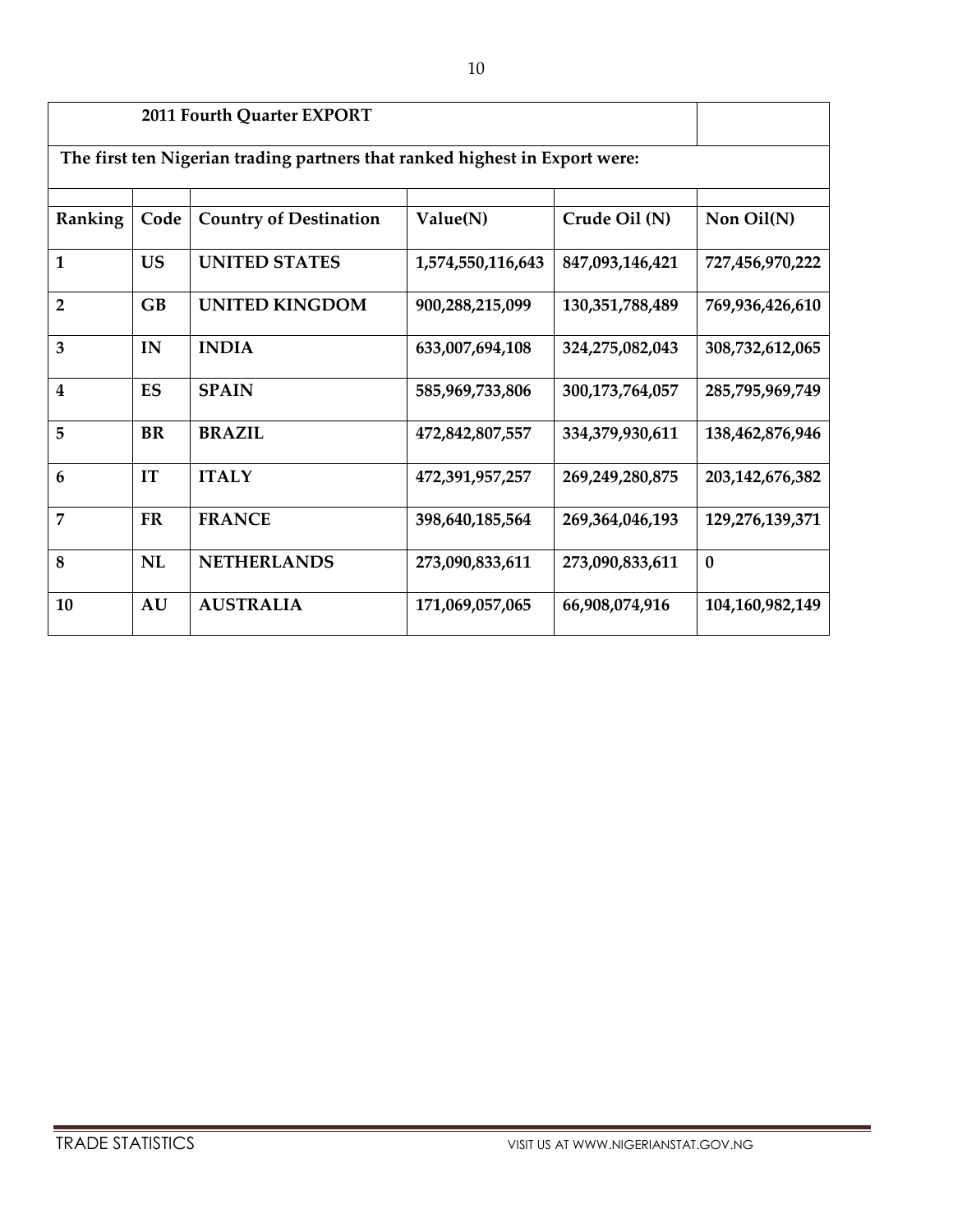**2011 Fourth Quarter EXPORT**

**The first ten Nigerian trading partners that ranked highest in Export were:**

| Ranking | Code | Country of Destination | Value(N) | Crude Oil (N) | Non Oil(N) |
|---|---|---|---|---|---|
| **1** | **US** | **UNITED STATES** | **1,574,550,116,643** | **847,093,146,421** | **727,456,970,222** |
| **2** | **GB** | **UNITED KINGDOM** | **900,288,215,099** | **130,351,788,489** | **769,936,426,610** |
| **3** | **IN** | **INDIA** | **633,007,694,108** | **324,275,082,043** | **308,732,612,065** |
| **4** | **ES** | **SPAIN** | **585,969,733,806** | **300,173,764,057** | **285,795,969,749** |
| **5** | **BR** | **BRAZIL** | **472,842,807,557** | **334,379,930,611** | **138,462,876,946** |
| **6** | **IT** | **ITALY** | **472,391,957,257** | **269,249,280,875** | **203,142,676,382** |
| **7** | **FR** | **FRANCE** | **398,640,185,564** | **269,364,046,193** | **129,276,139,371** |
| **8** | **NL** | **NETHERLANDS** | **273,090,833,611** | **273,090,833,611** | **0** |
| **10** | **AU** | **AUSTRALIA** | **171,069,057,065** | **66,908,074,916** | **104,160,982,149** |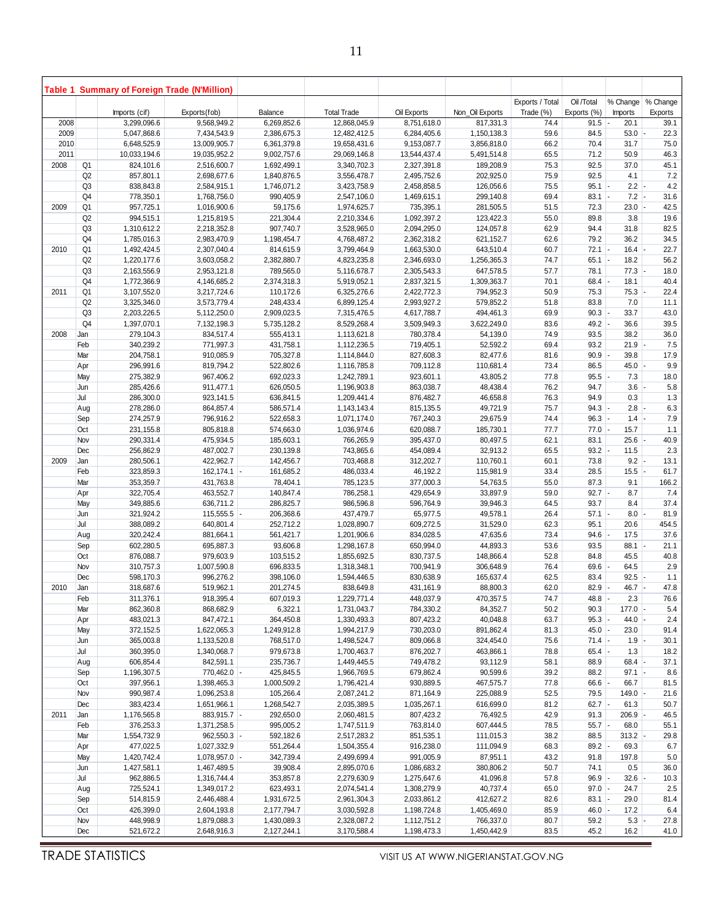**Table 1 Summary of Foreign Trade (N'Million)**

| | | Imports (cif) | Exports(fob) | Balance | Total Trade | Oil Exports | Non_Oil Exports | Exports / Total Trade (%) | Oil /Total Exports (%) | % Change Imports | % Change Exports |
|---|---|---|---|---|---|---|---|---|---|---|---|
| 2008 | | 3,299,096.6 | 9,568,949.2 | 6,269,852.6 | 12,868,045.9 | 8,751,618.0 | 817,331.3 | 74.4 | 91.5 | - 20.1 | 39.1 |
| 2009 | | 5,047,868.6 | 7,434,543.9 | 2,386,675.3 | 12,482,412.5 | 6,284,405.6 | 1,150,138.3 | 59.6 | 84.5 | 53.0 | - 22.3 |
| 2010 | | 6,648,525.9 | 13,009,905.7 | 6,361,379.8 | 19,658,431.6 | 9,153,087.7 | 3,856,818.0 | 66.2 | 70.4 | 31.7 | 75.0 |
| 2011 | | 10,033,194.6 | 19,035,952.2 | 9,002,757.6 | 29,069,146.8 | 13,544,437.4 | 5,491,514.8 | 65.5 | 71.2 | 50.9 | 46.3 |
| 2008 | Q1 | 824,101.6 | 2,516,600.7 | 1,692,499.1 | 3,340,702.3 | 2,327,391.8 | 189,208.9 | 75.3 | 92.5 | 37.0 | 45.1 |
| | Q2 | 857,801.1 | 2,698,677.6 | 1,840,876.5 | 3,556,478.7 | 2,495,752.6 | 202,925.0 | 75.9 | 92.5 | 4.1 | 7.2 |
| | Q3 | 838,843.8 | 2,584,915.1 | 1,746,071.2 | 3,423,758.9 | 2,458,858.5 | 126,056.6 | 75.5 | 95.1 | - 2.2 | - 4.2 |
| | Q4 | 778,350.1 | 1,768,756.0 | 990,405.9 | 2,547,106.0 | 1,469,615.1 | 299,140.8 | 69.4 | 83.1 | - 7.2 | - 31.6 |
| 2009 | Q1 | 957,725.1 | 1,016,900.6 | 59,175.6 | 1,974,625.7 | 735,395.1 | 281,505.5 | 51.5 | 72.3 | 23.0 | - 42.5 |
| | Q2 | 994,515.1 | 1,215,819.5 | 221,304.4 | 2,210,334.6 | 1,092,397.2 | 123,422.3 | 55.0 | 89.8 | 3.8 | 19.6 |
| | Q3 | 1,310,612.2 | 2,218,352.8 | 907,740.7 | 3,528,965.0 | 2,094,295.0 | 124,057.8 | 62.9 | 94.4 | 31.8 | 82.5 |
| | Q4 | 1,785,016.3 | 2,983,470.9 | 1,198,454.7 | 4,768,487.2 | 2,362,318.2 | 621,152.7 | 62.6 | 79.2 | 36.2 | 34.5 |
| 2010 | Q1 | 1,492,424.5 | 2,307,040.4 | 814,615.9 | 3,799,464.9 | 1,663,530.0 | 643,510.4 | 60.7 | 72.1 | - 16.4 | - 22.7 |
| | Q2 | 1,220,177.6 | 3,603,058.2 | 2,382,880.7 | 4,823,235.8 | 2,346,693.0 | 1,256,365.3 | 74.7 | 65.1 | - 18.2 | 56.2 |
| | Q3 | 2,163,556.9 | 2,953,121.8 | 789,565.0 | 5,116,678.7 | 2,305,543.3 | 647,578.5 | 57.7 | 78.1 | 77.3 | - 18.0 |
| | Q4 | 1,772,366.9 | 4,146,685.2 | 2,374,318.3 | 5,919,052.1 | 2,837,321.5 | 1,309,363.7 | 70.1 | 68.4 | - 18.1 | 40.4 |
| 2011 | Q1 | 3,107,552.0 | 3,217,724.6 | 110,172.6 | 6,325,276.6 | 2,422,772.3 | 794,952.3 | 50.9 | 75.3 | 75.3 | - 22.4 |
| | Q2 | 3,325,346.0 | 3,573,779.4 | 248,433.4 | 6,899,125.4 | 2,993,927.2 | 579,852.2 | 51.8 | 83.8 | 7.0 | 11.1 |
| | Q3 | 2,203,226.5 | 5,112,250.0 | 2,909,023.5 | 7,315,476.5 | 4,617,788.7 | 494,461.3 | 69.9 | 90.3 | - 33.7 | 43.0 |
| | Q4 | 1,397,070.1 | 7,132,198.3 | 5,735,128.2 | 8,529,268.4 | 3,509,949.3 | 3,622,249.0 | 83.6 | 49.2 | - 36.6 | 39.5 |
| 2008 | Jan | 279,104.3 | 834,517.4 | 555,413.1 | 1,113,621.8 | 780,378.4 | 54,139.0 | 74.9 | 93.5 | 38.2 | 36.0 |
| | Feb | 340,239.2 | 771,997.3 | 431,758.1 | 1,112,236.5 | 719,405.1 | 52,592.2 | 69.4 | 93.2 | 21.9 | - 7.5 |
| | Mar | 204,758.1 | 910,085.9 | 705,327.8 | 1,114,844.0 | 827,608.3 | 82,477.6 | 81.6 | 90.9 | - 39.8 | 17.9 |
| | Apr | 296,991.6 | 819,794.2 | 522,802.6 | 1,116,785.8 | 709,112.8 | 110,681.4 | 73.4 | 86.5 | 45.0 | - 9.9 |
| | May | 275,382.9 | 967,406.2 | 692,023.3 | 1,242,789.1 | 923,601.1 | 43,805.2 | 77.8 | 95.5 | - 7.3 | 18.0 |
| | Jun | 285,426.6 | 911,477.1 | 626,050.5 | 1,196,903.8 | 863,038.7 | 48,438.4 | 76.2 | 94.7 | 3.6 | - 5.8 |
| | Jul | 286,300.0 | 923,141.5 | 636,841.5 | 1,209,441.4 | 876,482.7 | 46,658.8 | 76.3 | 94.9 | 0.3 | 1.3 |
| | Aug | 278,286.0 | 864,857.4 | 586,571.4 | 1,143,143.4 | 815,135.5 | 49,721.9 | 75.7 | 94.3 | - 2.8 | - 6.3 |
| | Sep | 274,257.9 | 796,916.2 | 522,658.3 | 1,071,174.0 | 767,240.3 | 29,675.9 | 74.4 | 96.3 | - 1.4 | - 7.9 |
| | Oct | 231,155.8 | 805,818.8 | 574,663.0 | 1,036,974.6 | 620,088.7 | 185,730.1 | 77.7 | 77.0 | - 15.7 | 1.1 |
| | Nov | 290,331.4 | 475,934.5 | 185,603.1 | 766,265.9 | 395,437.0 | 80,497.5 | 62.1 | 83.1 | 25.6 | - 40.9 |
| | Dec | 256,862.9 | 487,002.7 | 230,139.8 | 743,865.6 | 454,089.4 | 32,913.2 | 65.5 | 93.2 | - 11.5 | 2.3 |
| 2009 | Jan | 280,506.1 | 422,962.7 | 142,456.7 | 703,468.8 | 312,202.7 | 110,760.1 | 60.1 | 73.8 | 9.2 | - 13.1 |
| | Feb | 323,859.3 | 162,174.1 | - 161,685.2 | 486,033.4 | 46,192.2 | 115,981.9 | 33.4 | 28.5 | 15.5 | - 61.7 |
| | Mar | 353,359.7 | 431,763.8 | 78,404.1 | 785,123.5 | 377,000.3 | 54,763.5 | 55.0 | 87.3 | 9.1 | 166.2 |
| | Apr | 322,705.4 | 463,552.7 | 140,847.4 | 786,258.1 | 429,654.9 | 33,897.9 | 59.0 | 92.7 | - 8.7 | 7.4 |
| | May | 349,885.6 | 636,711.2 | 286,825.7 | 986,596.8 | 596,764.9 | 39,946.3 | 64.5 | 93.7 | 8.4 | 37.4 |
| | Jun | 321,924.2 | 115,555.5 | - 206,368.6 | 437,479.7 | 65,977.5 | 49,578.1 | 26.4 | 57.1 | - 8.0 | - 81.9 |
| | Jul | 388,089.2 | 640,801.4 | 252,712.2 | 1,028,890.7 | 609,272.5 | 31,529.0 | 62.3 | 95.1 | 20.6 | 454.5 |
| | Aug | 320,242.4 | 881,664.1 | 561,421.7 | 1,201,906.6 | 834,028.5 | 47,635.6 | 73.4 | 94.6 | - 17.5 | 37.6 |
| | Sep | 602,280.5 | 695,887.3 | 93,606.8 | 1,298,167.8 | 650,994.0 | 44,893.3 | 53.6 | 93.5 | 88.1 | - 21.1 |
| | Oct | 876,088.7 | 979,603.9 | 103,515.2 | 1,855,692.5 | 830,737.5 | 148,866.4 | 52.8 | 84.8 | 45.5 | 40.8 |
| | Nov | 310,757.3 | 1,007,590.8 | 696,833.5 | 1,318,348.1 | 700,941.9 | 306,648.9 | 76.4 | 69.6 | - 64.5 | 2.9 |
| | Dec | 598,170.3 | 996,276.2 | 398,106.0 | 1,594,446.5 | 830,638.9 | 165,637.4 | 62.5 | 83.4 | 92.5 | - 1.1 |
| 2010 | Jan | 318,687.6 | 519,962.1 | 201,274.5 | 838,649.8 | 431,161.9 | 88,800.3 | 62.0 | 82.9 | - 46.7 | - 47.8 |
| | Feb | 311,376.1 | 918,395.4 | 607,019.3 | 1,229,771.4 | 448,037.9 | 470,357.5 | 74.7 | 48.8 | - 2.3 | 76.6 |
| | Mar | 862,360.8 | 868,682.9 | 6,322.1 | 1,731,043.7 | 784,330.2 | 84,352.7 | 50.2 | 90.3 | 177.0 | - 5.4 |
| | Apr | 483,021.3 | 847,472.1 | 364,450.8 | 1,330,493.3 | 807,423.2 | 40,048.8 | 63.7 | 95.3 | - 44.0 | - 2.4 |
| | May | 372,152.5 | 1,622,065.3 | 1,249,912.8 | 1,994,217.9 | 730,203.0 | 891,862.4 | 81.3 | 45.0 | - 23.0 | 91.4 |
| | Jun | 365,003.8 | 1,133,520.8 | 768,517.0 | 1,498,524.7 | 809,066.8 | 324,454.0 | 75.6 | 71.4 | - 1.9 | - 30.1 |
| | Jul | 360,395.0 | 1,340,068.7 | 979,673.8 | 1,700,463.7 | 876,202.7 | 463,866.1 | 78.8 | 65.4 | - 1.3 | 18.2 |
| | Aug | 606,854.4 | 842,591.1 | 235,736.7 | 1,449,445.5 | 749,478.2 | 93,112.9 | 58.1 | 88.9 | 68.4 | - 37.1 |
| | Sep | 1,196,307.5 | 770,462.0 | - 425,845.5 | 1,966,769.5 | 679,862.4 | 90,599.6 | 39.2 | 88.2 | 97.1 | - 8.6 |
| | Oct | 397,956.1 | 1,398,465.3 | 1,000,509.2 | 1,796,421.4 | 930,889.5 | 467,575.7 | 77.8 | 66.6 | - 66.7 | 81.5 |
| | Nov | 990,987.4 | 1,096,253.8 | 105,266.4 | 2,087,241.2 | 871,164.9 | 225,088.9 | 52.5 | 79.5 | 149.0 | - 21.6 |
| | Dec | 383,423.4 | 1,651,966.1 | 1,268,542.7 | 2,035,389.5 | 1,035,267.1 | 616,699.0 | 81.2 | 62.7 | - 61.3 | 50.7 |
| 2011 | Jan | 1,176,565.8 | 883,915.7 | - 292,650.0 | 2,060,481.5 | 807,423.2 | 76,492.5 | 42.9 | 91.3 | 206.9 | - 46.5 |
| | Feb | 376,253.3 | 1,371,258.5 | 995,005.2 | 1,747,511.9 | 763,814.0 | 607,444.5 | 78.5 | 55.7 | - 68.0 | 55.1 |
| | Mar | 1,554,732.9 | 962,550.3 | - 592,182.6 | 2,517,283.2 | 851,535.1 | 111,015.3 | 38.2 | 88.5 | 313.2 | - 29.8 |
| | Apr | 477,022.5 | 1,027,332.9 | 551,264.4 | 1,504,355.4 | 916,238.0 | 111,094.9 | 68.3 | 89.2 | - 69.3 | 6.7 |
| | May | 1,420,742.4 | 1,078,957.0 | - 342,739.4 | 2,499,699.4 | 991,005.9 | 87,951.1 | 43.2 | 91.8 | 197.8 | 5.0 |
| | Jun | 1,427,581.1 | 1,467,489.5 | 39,908.4 | 2,895,070.6 | 1,086,683.2 | 380,806.2 | 50.7 | 74.1 | 0.5 | 36.0 |
| | Jul | 962,886.5 | 1,316,744.4 | 353,857.8 | 2,279,630.9 | 1,275,647.6 | 41,096.8 | 57.8 | 96.9 | - 32.6 | - 10.3 |
| | Aug | 725,524.1 | 1,349,017.2 | 623,493.1 | 2,074,541.4 | 1,308,279.9 | 40,737.4 | 65.0 | 97.0 | - 24.7 | 2.5 |
| | Sep | 514,815.9 | 2,446,488.4 | 1,931,672.5 | 2,961,304.3 | 2,033,861.2 | 412,627.2 | 82.6 | 83.1 | - 29.0 | 81.4 |
| | Oct | 426,399.0 | 2,604,193.8 | 2,177,794.7 | 3,030,592.8 | 1,198,724.8 | 1,405,469.0 | 85.9 | 46.0 | - 17.2 | 6.4 |
| | Nov | 448,998.9 | 1,879,088.3 | 1,430,089.3 | 2,328,087.2 | 1,112,751.2 | 766,337.0 | 80.7 | 59.2 | 5.3 | - 27.8 |
| | Dec | 521,672.2 | 2,648,916.3 | 2,127,244.1 | 3,170,588.4 | 1,198,473.3 | 1,450,442.9 | 83.5 | 45.2 | 16.2 | 41.0 |

TRADE STATISTICS VISIT US AT WWW.NIGERIANSTAT.GOV.NG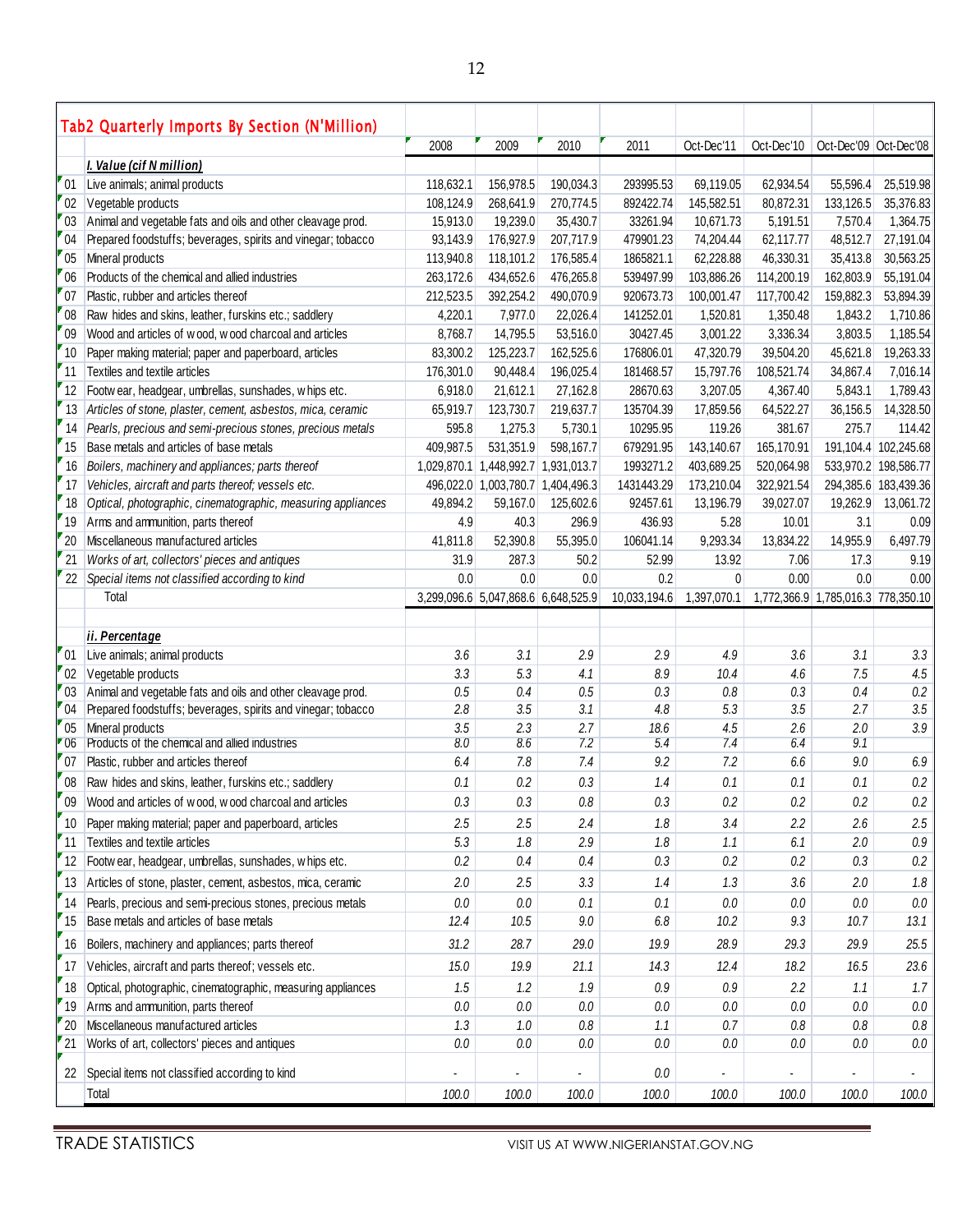## Tab2 Quarterly Imports By Section (N'Million)

| | | 2008 | 2009 | 2010 | 2011 | Oct-Dec'11 | Oct-Dec'10 | Oct-Dec'09 | Oct-Dec'08 |
|---|---|---|---|---|---|---|---|---|---|
| | ***I. Value (cif N million)*** | | | | | | | | |
| 01 | Live animals; animal products | 118,632.1 | 156,978.5 | 190,034.3 | 293995.53 | 69,119.05 | 62,934.54 | 55,596.4 | 25,519.98 |
| 02 | Vegetable products | 108,124.9 | 268,641.9 | 270,774.5 | 892422.74 | 145,582.51 | 80,872.31 | 133,126.5 | 35,376.83 |
| 03 | Animal and vegetable fats and oils and other cleavage prod. | 15,913.0 | 19,239.0 | 35,430.7 | 33261.94 | 10,671.73 | 5,191.51 | 7,570.4 | 1,364.75 |
| 04 | Prepared foodstuffs; beverages, spirits and vinegar; tobacco | 93,143.9 | 176,927.9 | 207,717.9 | 479901.23 | 74,204.44 | 62,117.77 | 48,512.7 | 27,191.04 |
| 05 | Mineral products | 113,940.8 | 118,101.2 | 176,585.4 | 1865821.1 | 62,228.88 | 46,330.31 | 35,413.8 | 30,563.25 |
| 06 | Products of the chemical and allied industries | 263,172.6 | 434,652.6 | 476,265.8 | 539497.99 | 103,886.26 | 114,200.19 | 162,803.9 | 55,191.04 |
| 07 | Plastic, rubber and articles thereof | 212,523.5 | 392,254.2 | 490,070.9 | 920673.73 | 100,001.47 | 117,700.42 | 159,882.3 | 53,894.39 |
| 08 | Raw hides and skins, leather, furskins etc.; saddlery | 4,220.1 | 7,977.0 | 22,026.4 | 141252.01 | 1,520.81 | 1,350.48 | 1,843.2 | 1,710.86 |
| 09 | Wood and articles of wood, wood charcoal and articles | 8,768.7 | 14,795.5 | 53,516.0 | 30427.45 | 3,001.22 | 3,336.34 | 3,803.5 | 1,185.54 |
| 10 | Paper making material; paper and paperboard, articles | 83,300.2 | 125,223.7 | 162,525.6 | 176806.01 | 47,320.79 | 39,504.20 | 45,621.8 | 19,263.33 |
| 11 | Textiles and textile articles | 176,301.0 | 90,448.4 | 196,025.4 | 181468.57 | 15,797.76 | 108,521.74 | 34,867.4 | 7,016.14 |
| 12 | Footwear, headgear, umbrellas, sunshades, whips etc. | 6,918.0 | 21,612.1 | 27,162.8 | 28670.63 | 3,207.05 | 4,367.40 | 5,843.1 | 1,789.43 |
| 13 | *Articles of stone, plaster, cement, asbestos, mica, ceramic* | 65,919.7 | 123,730.7 | 219,637.7 | 135704.39 | 17,859.56 | 64,522.27 | 36,156.5 | 14,328.50 |
| 14 | *Pearls, precious and semi-precious stones, precious metals* | 595.8 | 1,275.3 | 5,730.1 | 10295.95 | 119.26 | 381.67 | 275.7 | 114.42 |
| 15 | Base metals and articles of base metals | 409,987.5 | 531,351.9 | 598,167.7 | 679291.95 | 143,140.67 | 165,170.91 | 191,104.4 | 102,245.68 |
| 16 | *Boilers, machinery and appliances; parts thereof* | 1,029,870.1 | 1,448,992.7 | 1,931,013.7 | 1993271.2 | 403,689.25 | 520,064.98 | 533,970.2 | 198,586.77 |
| 17 | *Vehicles, aircraft and parts thereof; vessels etc.* | 496,022.0 | 1,003,780.7 | 1,404,496.3 | 1431443.29 | 173,210.04 | 322,921.54 | 294,385.6 | 183,439.36 |
| 18 | *Optical, photographic, cinematographic, measuring appliances* | 49,894.2 | 59,167.0 | 125,602.6 | 92457.61 | 13,196.79 | 39,027.07 | 19,262.9 | 13,061.72 |
| 19 | Arms and ammunition, parts thereof | 4.9 | 40.3 | 296.9 | 436.93 | 5.28 | 10.01 | 3.1 | 0.09 |
| 20 | Miscellaneous manufactured articles | 41,811.8 | 52,390.8 | 55,395.0 | 106041.14 | 9,293.34 | 13,834.22 | 14,955.9 | 6,497.79 |
| 21 | *Works of art, collectors' pieces and antiques* | 31.9 | 287.3 | 50.2 | 52.99 | 13.92 | 7.06 | 17.3 | 9.19 |
| 22 | *Special items not classified according to kind* | 0.0 | 0.0 | 0.0 | 0.2 | 0 | 0.00 | 0.0 | 0.00 |
| | Total | 3,299,096.6 | 5,047,868.6 | 6,648,525.9 | 10,033,194.6 | 1,397,070.1 | 1,772,366.9 | 1,785,016.3 | 778,350.10 |
| | ***ii. Percentage*** | | | | | | | | |
| 01 | Live animals; animal products | *3.6* | *3.1* | *2.9* | *2.9* | *4.9* | *3.6* | *3.1* | *3.3* |
| 02 | Vegetable products | *3.3* | *5.3* | *4.1* | *8.9* | *10.4* | *4.6* | *7.5* | *4.5* |
| 03 | Animal and vegetable fats and oils and other cleavage prod. | *0.5* | *0.4* | *0.5* | *0.3* | *0.8* | *0.3* | *0.4* | *0.2* |
| 04 | Prepared foodstuffs; beverages, spirits and vinegar; tobacco | *2.8* | *3.5* | *3.1* | *4.8* | *5.3* | *3.5* | *2.7* | *3.5* |
| 05 | Mineral products | *3.5* | *2.3* | *2.7* | *18.6* | *4.5* | *2.6* | *2.0* | *3.9* |
| 06 | Products of the chemical and allied industries | *8.0* | *8.6* | *7.2* | *5.4* | *7.4* | *6.4* | *9.1* | |
| 07 | Plastic, rubber and articles thereof | *6.4* | *7.8* | *7.4* | *9.2* | *7.2* | *6.6* | *9.0* | *6.9* |
| 08 | Raw hides and skins, leather, furskins etc.; saddlery | *0.1* | *0.2* | *0.3* | *1.4* | *0.1* | *0.1* | *0.1* | *0.2* |
| 09 | Wood and articles of wood, wood charcoal and articles | *0.3* | *0.3* | *0.8* | *0.3* | *0.2* | *0.2* | *0.2* | *0.2* |
| 10 | Paper making material; paper and paperboard, articles | *2.5* | *2.5* | *2.4* | *1.8* | *3.4* | *2.2* | *2.6* | *2.5* |
| 11 | Textiles and textile articles | *5.3* | *1.8* | *2.9* | *1.8* | *1.1* | *6.1* | *2.0* | *0.9* |
| 12 | Footwear, headgear, umbrellas, sunshades, whips etc. | *0.2* | *0.4* | *0.4* | *0.3* | *0.2* | *0.2* | *0.3* | *0.2* |
| 13 | Articles of stone, plaster, cement, asbestos, mica, ceramic | *2.0* | *2.5* | *3.3* | *1.4* | *1.3* | *3.6* | *2.0* | *1.8* |
| 14 | Pearls, precious and semi-precious stones, precious metals | *0.0* | *0.0* | *0.1* | *0.1* | *0.0* | *0.0* | *0.0* | *0.0* |
| 15 | Base metals and articles of base metals | *12.4* | *10.5* | *9.0* | *6.8* | *10.2* | *9.3* | *10.7* | *13.1* |
| 16 | Boilers, machinery and appliances; parts thereof | *31.2* | *28.7* | *29.0* | *19.9* | *28.9* | *29.3* | *29.9* | *25.5* |
| 17 | Vehicles, aircraft and parts thereof; vessels etc. | *15.0* | *19.9* | *21.1* | *14.3* | *12.4* | *18.2* | *16.5* | *23.6* |
| 18 | Optical, photographic, cinematographic, measuring appliances | *1.5* | *1.2* | *1.9* | *0.9* | *0.9* | *2.2* | *1.1* | *1.7* |
| 19 | Arms and ammunition, parts thereof | *0.0* | *0.0* | *0.0* | *0.0* | *0.0* | *0.0* | *0.0* | *0.0* |
| 20 | Miscellaneous manufactured articles | *1.3* | *1.0* | *0.8* | *1.1* | *0.7* | *0.8* | *0.8* | *0.8* |
| 21 | Works of art, collectors' pieces and antiques | *0.0* | *0.0* | *0.0* | *0.0* | *0.0* | *0.0* | *0.0* | *0.0* |
| 22 | Special items not classified according to kind | - | - | - | *0.0* | - | - | - | - |
| | Total | *100.0* | *100.0* | *100.0* | *100.0* | *100.0* | *100.0* | *100.0* | *100.0* |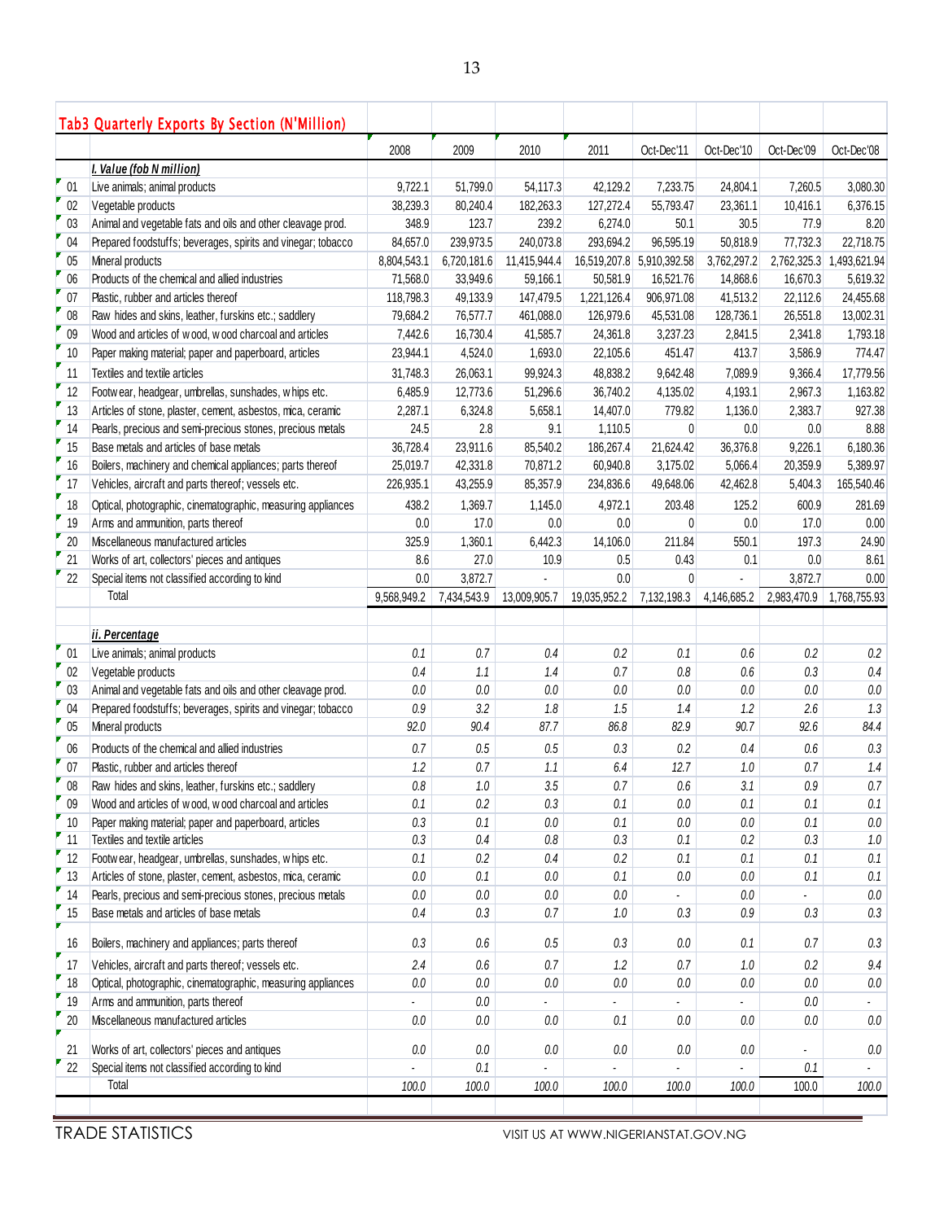## Tab3 Quarterly Exports By Section (N'Million)

| | | 2008 | 2009 | 2010 | 2011 | Oct-Dec'11 | Oct-Dec'10 | Oct-Dec'09 | Oct-Dec'08 |
|---|---|---|---|---|---|---|---|---|---|
| | ***I. Value (fob N million)*** | | | | | | | | |
| 01 | Live animals; animal products | 9,722.1 | 51,799.0 | 54,117.3 | 42,129.2 | 7,233.75 | 24,804.1 | 7,260.5 | 3,080.30 |
| 02 | Vegetable products | 38,239.3 | 80,240.4 | 182,263.3 | 127,272.4 | 55,793.47 | 23,361.1 | 10,416.1 | 6,376.15 |
| 03 | Animal and vegetable fats and oils and other cleavage prod. | 348.9 | 123.7 | 239.2 | 6,274.0 | 50.1 | 30.5 | 77.9 | 8.20 |
| 04 | Prepared foodstuffs; beverages, spirits and vinegar; tobacco | 84,657.0 | 239,973.5 | 240,073.8 | 293,694.2 | 96,595.19 | 50,818.9 | 77,732.3 | 22,718.75 |
| 05 | Mineral products | 8,804,543.1 | 6,720,181.6 | 11,415,944.4 | 16,519,207.8 | 5,910,392.58 | 3,762,297.2 | 2,762,325.3 | 1,493,621.94 |
| 06 | Products of the chemical and allied industries | 71,568.0 | 33,949.6 | 59,166.1 | 50,581.9 | 16,521.76 | 14,868.6 | 16,670.3 | 5,619.32 |
| 07 | Plastic, rubber and articles thereof | 118,798.3 | 49,133.9 | 147,479.5 | 1,221,126.4 | 906,971.08 | 41,513.2 | 22,112.6 | 24,455.68 |
| 08 | Raw hides and skins, leather, furskins etc.; saddlery | 79,684.2 | 76,577.7 | 461,088.0 | 126,979.6 | 45,531.08 | 128,736.1 | 26,551.8 | 13,002.31 |
| 09 | Wood and articles of wood, wood charcoal and articles | 7,442.6 | 16,730.4 | 41,585.7 | 24,361.8 | 3,237.23 | 2,841.5 | 2,341.8 | 1,793.18 |
| 10 | Paper making material; paper and paperboard, articles | 23,944.1 | 4,524.0 | 1,693.0 | 22,105.6 | 451.47 | 413.7 | 3,586.9 | 774.47 |
| 11 | Textiles and textile articles | 31,748.3 | 26,063.1 | 99,924.3 | 48,838.2 | 9,642.48 | 7,089.9 | 9,366.4 | 17,779.56 |
| 12 | Footwear, headgear, umbrellas, sunshades, whips etc. | 6,485.9 | 12,773.6 | 51,296.6 | 36,740.2 | 4,135.02 | 4,193.1 | 2,967.3 | 1,163.82 |
| 13 | Articles of stone, plaster, cement, asbestos, mica, ceramic | 2,287.1 | 6,324.8 | 5,658.1 | 14,407.0 | 779.82 | 1,136.0 | 2,383.7 | 927.38 |
| 14 | Pearls, precious and semi-precious stones, precious metals | 24.5 | 2.8 | 9.1 | 1,110.5 | 0 | 0.0 | 0.0 | 8.88 |
| 15 | Base metals and articles of base metals | 36,728.4 | 23,911.6 | 85,540.2 | 186,267.4 | 21,624.42 | 36,376.8 | 9,226.1 | 6,180.36 |
| 16 | Boilers, machinery and chemical appliances; parts thereof | 25,019.7 | 42,331.8 | 70,871.2 | 60,940.8 | 3,175.02 | 5,066.4 | 20,359.9 | 5,389.97 |
| 17 | Vehicles, aircraft and parts thereof; vessels etc. | 226,935.1 | 43,255.9 | 85,357.9 | 234,836.6 | 49,648.06 | 42,462.8 | 5,404.3 | 165,540.46 |
| 18 | Optical, photographic, cinematographic, measuring appliances | 438.2 | 1,369.7 | 1,145.0 | 4,972.1 | 203.48 | 125.2 | 600.9 | 281.69 |
| 19 | Arms and ammunition, parts thereof | 0.0 | 17.0 | 0.0 | 0.0 | 0 | 0.0 | 17.0 | 0.00 |
| 20 | Miscellaneous manufactured articles | 325.9 | 1,360.1 | 6,442.3 | 14,106.0 | 211.84 | 550.1 | 197.3 | 24.90 |
| 21 | Works of art, collectors' pieces and antiques | 8.6 | 27.0 | 10.9 | 0.5 | 0.43 | 0.1 | 0.0 | 8.61 |
| 22 | Special items not classified according to kind | 0.0 | 3,872.7 | - | 0.0 | 0 | - | 3,872.7 | 0.00 |
| | Total | 9,568,949.2 | 7,434,543.9 | 13,009,905.7 | 19,035,952.2 | 7,132,198.3 | 4,146,685.2 | 2,983,470.9 | 1,768,755.93 |
| | | | | | | | | | |
| | ***ii. Percentage*** | | | | | | | | |
| 01 | Live animals; animal products | 0.1 | 0.7 | 0.4 | 0.2 | 0.1 | 0.6 | 0.2 | 0.2 |
| 02 | Vegetable products | 0.4 | 1.1 | 1.4 | 0.7 | 0.8 | 0.6 | 0.3 | 0.4 |
| 03 | Animal and vegetable fats and oils and other cleavage prod. | 0.0 | 0.0 | 0.0 | 0.0 | 0.0 | 0.0 | 0.0 | 0.0 |
| 04 | Prepared foodstuffs; beverages, spirits and vinegar; tobacco | 0.9 | 3.2 | 1.8 | 1.5 | 1.4 | 1.2 | 2.6 | 1.3 |
| 05 | Mineral products | 92.0 | 90.4 | 87.7 | 86.8 | 82.9 | 90.7 | 92.6 | 84.4 |
| 06 | Products of the chemical and allied industries | 0.7 | 0.5 | 0.5 | 0.3 | 0.2 | 0.4 | 0.6 | 0.3 |
| 07 | Plastic, rubber and articles thereof | 1.2 | 0.7 | 1.1 | 6.4 | 12.7 | 1.0 | 0.7 | 1.4 |
| 08 | Raw hides and skins, leather, furskins etc.; saddlery | 0.8 | 1.0 | 3.5 | 0.7 | 0.6 | 3.1 | 0.9 | 0.7 |
| 09 | Wood and articles of wood, wood charcoal and articles | 0.1 | 0.2 | 0.3 | 0.1 | 0.0 | 0.1 | 0.1 | 0.1 |
| 10 | Paper making material; paper and paperboard, articles | 0.3 | 0.1 | 0.0 | 0.1 | 0.0 | 0.0 | 0.1 | 0.0 |
| 11 | Textiles and textile articles | 0.3 | 0.4 | 0.8 | 0.3 | 0.1 | 0.2 | 0.3 | 1.0 |
| 12 | Footwear, headgear, umbrellas, sunshades, whips etc. | 0.1 | 0.2 | 0.4 | 0.2 | 0.1 | 0.1 | 0.1 | 0.1 |
| 13 | Articles of stone, plaster, cement, asbestos, mica, ceramic | 0.0 | 0.1 | 0.0 | 0.1 | 0.0 | 0.0 | 0.1 | 0.1 |
| 14 | Pearls, precious and semi-precious stones, precious metals | 0.0 | 0.0 | 0.0 | 0.0 | - | 0.0 | - | 0.0 |
| 15 | Base metals and articles of base metals | 0.4 | 0.3 | 0.7 | 1.0 | 0.3 | 0.9 | 0.3 | 0.3 |
| 16 | Boilers, machinery and appliances; parts thereof | 0.3 | 0.6 | 0.5 | 0.3 | 0.0 | 0.1 | 0.7 | 0.3 |
| 17 | Vehicles, aircraft and parts thereof; vessels etc. | 2.4 | 0.6 | 0.7 | 1.2 | 0.7 | 1.0 | 0.2 | 9.4 |
| 18 | Optical, photographic, cinematographic, measuring appliances | 0.0 | 0.0 | 0.0 | 0.0 | 0.0 | 0.0 | 0.0 | 0.0 |
| 19 | Arms and ammunition, parts thereof | - | 0.0 | - | - | - | - | 0.0 | - |
| 20 | Miscellaneous manufactured articles | 0.0 | 0.0 | 0.0 | 0.1 | 0.0 | 0.0 | 0.0 | 0.0 |
| 21 | Works of art, collectors' pieces and antiques | 0.0 | 0.0 | 0.0 | 0.0 | 0.0 | 0.0 | - | 0.0 |
| 22 | Special items not classified according to kind | - | 0.1 | - | - | - | - | 0.1 | - |
| | Total | 100.0 | 100.0 | 100.0 | 100.0 | 100.0 | 100.0 | 100.0 | 100.0 |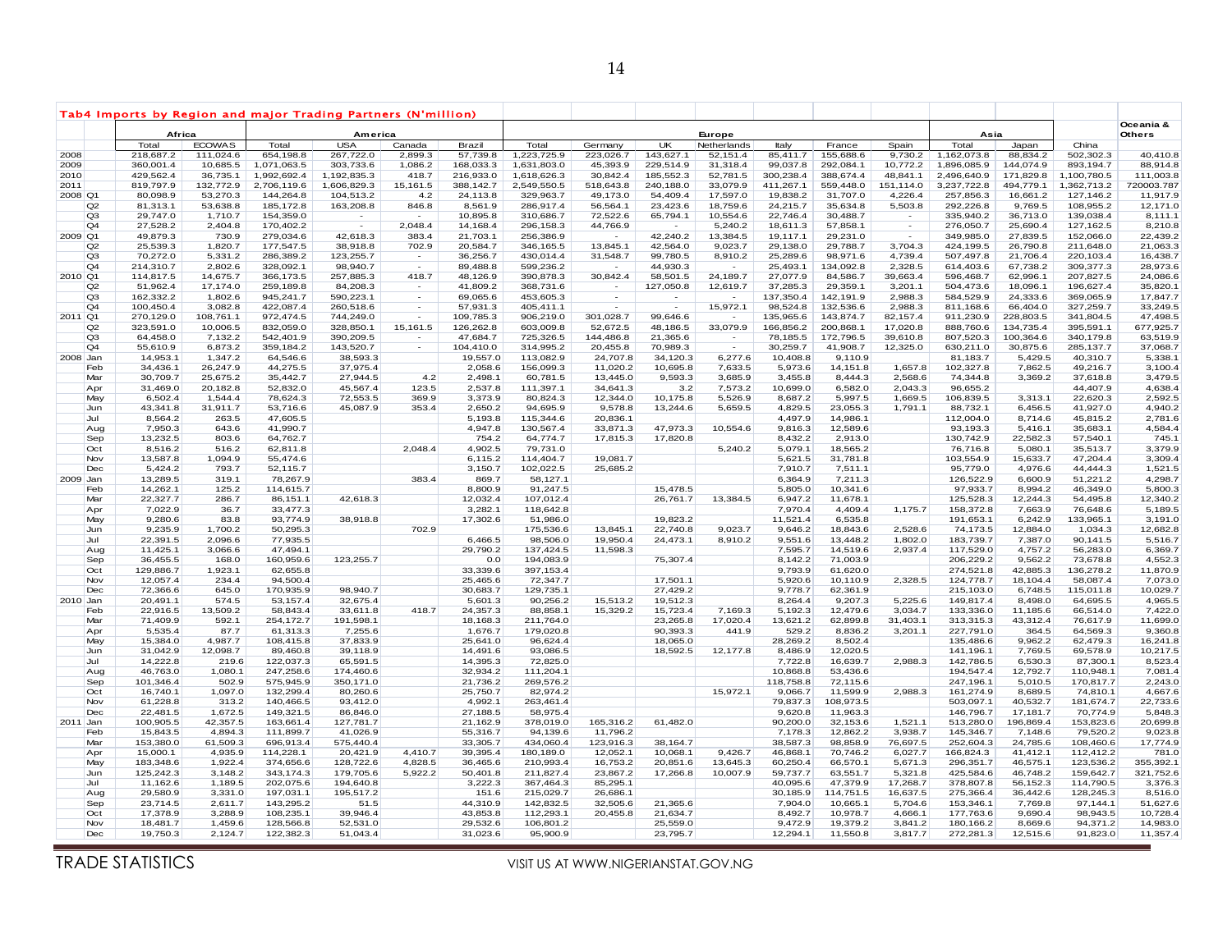## Tab4 Imports by Region and major Trading Partners (N'million)

| | | Africa | | America | | | | Europe | | | | | | | Asia | | | Oceania & Others |
|---|---|---|---|---|---|---|---|---|---|---|---|---|---|---|---|---|---|---|
| | | Total | ECOWAS | Total | USA | Canada | Brazil | Total | Germany | UK | Netherlands | Italy | France | Spain | Total | Japan | China | |
| 2008 | | 218,687.2 | 111,024.6 | 654,198.8 | 267,722.0 | 2,899.3 | 57,739.8 | 1,223,725.9 | 223,026.7 | 143,627.1 | 52,151.4 | 85,411.7 | 155,688.6 | 9,730.2 | 1,162,073.8 | 88,834.2 | 502,302.3 | 40,410.8 |
| 2009 | | 360,001.4 | 10,685.5 | 1,071,063.5 | 303,733.6 | 1,086.2 | 168,033.3 | 1,631,803.0 | 45,393.9 | 229,514.9 | 31,318.4 | 99,037.8 | 292,084.1 | 10,772.2 | 1,896,085.9 | 144,074.9 | 893,194.7 | 88,914.8 |
| 2010 | | 429,562.4 | 36,735.1 | 1,992,692.4 | 1,192,835.3 | 418.7 | 216,933.0 | 1,618,626.3 | 30,842.4 | 185,552.3 | 52,781.5 | 300,238.4 | 388,674.4 | 48,841.1 | 2,496,640.9 | 171,829.8 | 1,100,780.5 | 111,003.8 |
| 2011 | | 819,797.9 | 132,772.9 | 2,706,119.6 | 1,606,829.3 | 15,161.5 | 388,142.7 | 2,549,550.5 | 518,643.8 | 240,188.0 | 33,079.9 | 411,267.1 | 559,448.0 | 151,114.0 | 3,237,722.8 | 494,779.1 | 1,362,713.2 | 720003.787 |
| 2008 | Q1 | 80,098.9 | 53,270.3 | 144,264.8 | 104,513.2 | 4.2 | 24,113.8 | 329,963.7 | 49,173.0 | 54,409.4 | 17,597.0 | 19,838.2 | 31,707.0 | 4,226.4 | 257,856.3 | 16,661.2 | 127,146.2 | 11,917.9 |
| | Q2 | 81,313.1 | 53,638.8 | 185,172.8 | 163,208.8 | 846.8 | 8,561.9 | 286,917.4 | 56,564.1 | 23,423.6 | 18,759.6 | 24,215.7 | 35,634.8 | 5,503.8 | 292,226.8 | 9,769.5 | 108,955.2 | 12,171.0 |
| | Q3 | 29,747.0 | 1,710.7 | 154,359.0 | - | - | 10,895.8 | 310,686.7 | 72,522.6 | 65,794.1 | 10,554.6 | 22,746.4 | 30,488.7 | - | 335,940.2 | 36,713.0 | 139,038.4 | 8,111.1 |
| | Q4 | 27,528.2 | 2,404.8 | 170,402.2 | - | 2,048.4 | 14,168.4 | 296,158.3 | 44,766.9 | - | 5,240.2 | 18,611.3 | 57,858.1 | - | 276,050.7 | 25,690.4 | 127,162.5 | 8,210.8 |
| 2009 | Q1 | 49,879.3 | 730.9 | 279,034.6 | 42,618.3 | 383.4 | 21,703.1 | 256,386.9 | - | 42,240.2 | 13,384.5 | 19,117.1 | 29,231.0 | - | 349,985.0 | 27,839.5 | 152,066.0 | 22,439.2 |
| | Q2 | 25,539.3 | 1,820.7 | 177,547.5 | 38,918.8 | 702.9 | 20,584.7 | 346,165.5 | 13,845.1 | 42,564.0 | 9,023.7 | 29,138.0 | 29,788.7 | 3,704.3 | 424,199.5 | 26,790.8 | 211,648.0 | 21,063.3 |
| | Q3 | 70,272.0 | 5,331.2 | 286,389.2 | 123,255.7 | - | 36,256.7 | 430,014.4 | 31,548.7 | 99,780.5 | 8,910.2 | 25,289.6 | 98,971.6 | 4,739.4 | 507,497.8 | 21,706.4 | 220,103.4 | 16,438.7 |
| | Q4 | 214,310.7 | 2,802.6 | 328,092.1 | 98,940.7 | - | 89,488.8 | 599,236.2 | - | 44,930.3 | - | 25,493.1 | 134,092.8 | 2,328.5 | 614,403.6 | 67,738.2 | 309,377.3 | 28,973.6 |
| 2010 | Q1 | 114,817.5 | 14,675.7 | 366,173.5 | 257,885.3 | 418.7 | 48,126.9 | 390,878.3 | 30,842.4 | 58,501.5 | 24,189.7 | 27,077.9 | 84,586.7 | 39,663.4 | 596,468.7 | 62,996.1 | 207,827.5 | 24,086.6 |
| | Q2 | 51,962.4 | 17,174.0 | 259,189.8 | 84,208.3 | - | 41,809.2 | 368,731.6 | - | 37,285.3 | 29,359.1 | 3,201.1 | 504,473.6 | 18,096.1 | 196,627.4 | 35,820.1 | | |
| | Q3 | 162,332.2 | 1,802.6 | 945,241.7 | 590,223.1 | - | 69,065.6 | 453,605.3 | - | 127,050.8 | 12,619.7 | 137,350.4 | 142,191.9 | 2,988.3 | 584,529.9 | 24,333.6 | 369,065.9 | 17,847.7 |
| | Q4 | 100,450.4 | 3,082.8 | 422,087.4 | 260,518.6 | - | 57,931.3 | 405,411.1 | - | - | 15,972.1 | 98,524.8 | 132,536.6 | 2,988.3 | 811,168.6 | 66,404.0 | 327,259.7 | 33,249.5 |
| 2011 | Q1 | 270,129.0 | 108,761.1 | 972,474.5 | 744,249.0 | - | 109,785.3 | 906,219.0 | 301,028.7 | 99,646.6 | - | 135,965.6 | 143,874.7 | 82,157.4 | 911,230.9 | 228,803.5 | 341,804.5 | 47,498.5 |
| | Q2 | 323,591.0 | 10,006.5 | 832,059.0 | 328,850.1 | 15,161.5 | 126,262.8 | 603,009.8 | 52,672.5 | 48,186.5 | 33,079.9 | 166,856.2 | 200,868.1 | 17,020.8 | 888,760.6 | 134,735.4 | 395,591.1 | 677,925.7 |
| | Q3 | 64,458.0 | 7,132.2 | 542,401.9 | 390,209.5 | - | 47,684.7 | 725,326.5 | 144,486.8 | 21,365.6 | - | 78,185.5 | 172,796.5 | 39,610.8 | 807,520.3 | 100,364.6 | 340,179.8 | 63,519.9 |
| | Q4 | 55,610.9 | 6,873.2 | 359,184.2 | 143,520.7 | - | 104,410.0 | 314,995.2 | 20,455.8 | 70,989.3 | - | 30,259.7 | 41,908.7 | 12,325.0 | 630,211.0 | 30,875.6 | 285,137.7 | 37,068.7 |
| 2008 | Jan | 14,953.1 | 1,347.2 | 64,546.6 | 38,593.3 | | 19,557.0 | 113,082.9 | 24,707.8 | 34,120.3 | 6,277.6 | 10,408.8 | 9,110.9 | | 81,183.7 | 5,429.5 | 40,310.7 | 5,338.1 |
| | Feb | 34,436.1 | 26,247.9 | 44,275.5 | 37,975.4 | | 2,058.6 | 156,099.3 | 11,020.2 | 10,695.8 | 7,633.5 | 5,973.6 | 14,151.8 | 1,657.8 | 102,327.8 | 7,862.5 | 49,216.7 | 3,100.4 |
| | Mar | 30,709.7 | 25,675.2 | 35,442.7 | 27,944.5 | 4.2 | 2,498.1 | 60,781.5 | 13,445.0 | 9,593.3 | 3,685.9 | 3,455.8 | 8,444.3 | 2,568.6 | 74,344.8 | 3,369.2 | 37,618.8 | 3,479.5 |
| | Apr | 31,469.0 | 20,182.8 | 52,832.0 | 45,567.4 | 123.5 | 2,537.8 | 111,397.1 | 34,641.3 | 3.2 | 7,573.2 | 10,699.0 | 6,582.0 | 2,043.3 | 96,655.2 | | 44,407.9 | 4,638.4 |
| | May | 6,502.4 | 1,544.4 | 78,624.3 | 72,553.5 | 369.9 | 3,373.9 | 80,824.3 | 12,344.0 | 10,175.8 | 5,526.9 | 8,687.2 | 5,997.5 | 1,669.5 | 106,839.5 | 3,313.1 | 22,620.3 | 2,592.5 |
| | Jun | 43,341.8 | 31,911.7 | 53,716.6 | 45,087.9 | 353.4 | 2,650.2 | 94,695.9 | 9,578.8 | 13,244.6 | 5,659.5 | 4,829.5 | 23,055.3 | 1,791.1 | 88,732.1 | 6,456.5 | 41,927.0 | 4,940.2 |
| | Jul | 8,564.2 | 263.5 | 47,605.5 | | | 5,193.8 | 115,344.6 | 20,836.1 | | | 4,497.9 | 14,986.1 | | 112,004.0 | 8,714.6 | 45,815.2 | 2,781.6 |
| | Aug | 7,950.3 | 643.6 | 41,990.7 | | | 4,947.8 | 130,567.4 | 33,871.3 | 47,973.3 | 10,554.6 | 9,816.3 | 12,589.6 | | 93,193.3 | 5,416.1 | 35,683.1 | 4,584.4 |
| | Sep | 13,232.5 | 803.6 | 64,762.7 | | | 754.2 | 64,774.7 | 17,815.3 | 17,820.8 | | 8,432.2 | 2,913.0 | | 130,742.9 | 22,582.3 | 57,540.1 | 745.1 |
| | Oct | 8,516.2 | 516.2 | 62,811.8 | | 2,048.4 | 4,902.5 | 79,731.0 | | | 5,240.2 | 5,079.1 | 18,565.2 | | 76,716.8 | 5,080.1 | 35,513.7 | 3,379.9 |
| | Nov | 13,587.8 | 1,094.9 | 55,474.6 | | | 6,115.2 | 114,404.7 | 19,081.7 | | | 5,621.5 | 31,781.8 | | 103,554.9 | 15,633.7 | 47,204.4 | 3,309.4 |
| | Dec | 5,424.2 | 793.7 | 52,115.7 | | | 3,150.7 | 102,022.5 | 25,685.2 | | | 7,910.7 | 7,511.1 | | 95,779.0 | 4,976.6 | 44,444.3 | 1,521.5 |
| 2009 | Jan | 13,289.5 | 319.1 | 78,267.9 | | 383.4 | 869.7 | 58,127.1 | | | | 6,364.9 | 7,211.3 | | 126,522.9 | 6,600.9 | 51,221.2 | 4,298.7 |
| | Feb | 14,262.1 | 125.2 | 114,615.7 | | | 8,800.9 | 91,247.5 | | 15,478.5 | | 5,805.0 | 10,341.6 | | 97,933.7 | 8,994.2 | 46,349.0 | 5,800.3 |
| | Mar | 22,327.7 | 286.7 | 86,151.1 | 42,618.3 | | 12,032.4 | 107,012.4 | | 26,761.7 | 13,384.5 | 6,947.2 | 11,678.1 | | 125,528.3 | 12,244.3 | 54,495.8 | 12,340.2 |
| | Apr | 7,022.9 | 36.7 | 33,477.3 | | | 3,282.1 | 118,642.8 | | | | 7,970.4 | 4,409.4 | 1,175.7 | 158,372.8 | 7,663.9 | 76,648.6 | 5,189.5 |
| | May | 9,280.6 | 83.8 | 93,774.9 | 38,918.8 | | 17,302.6 | 51,986.0 | | 19,823.2 | | 11,521.4 | 6,535.8 | | 191,653.1 | 6,242.9 | 133,965.1 | 3,191.0 |
| | Jun | 9,235.9 | 1,700.2 | 50,295.3 | | 702.9 | | 175,536.6 | 13,845.1 | 22,740.8 | 9,023.7 | 9,646.2 | 18,843.6 | 2,528.6 | 74,173.5 | 12,884.0 | 1,034.3 | 12,682.8 |
| | Jul | 22,391.5 | 2,096.6 | 77,935.5 | | | 6,466.5 | 98,506.0 | 19,950.4 | 24,473.1 | 8,910.2 | 9,551.6 | 13,448.2 | 1,802.0 | 183,739.7 | 7,387.0 | 90,141.5 | 5,516.7 |
| | Aug | 11,425.1 | 3,066.6 | 47,494.1 | | | 29,790.2 | 137,424.5 | 11,598.3 | | | 7,595.7 | 14,519.6 | 2,937.4 | 117,529.0 | 4,757.2 | 56,283.0 | 6,369.7 |
| | Sep | 36,455.5 | 168.0 | 160,959.6 | 123,255.7 | | 0.0 | 194,083.9 | | 75,307.4 | | 8,142.2 | 71,003.9 | | 206,229.2 | 9,562.2 | 73,678.8 | 4,552.3 |
| | Oct | 129,886.7 | 1,923.1 | 62,655.8 | | | 33,339.6 | 397,153.4 | | | | 9,793.9 | 61,620.0 | | 274,521.8 | 42,885.3 | 136,278.2 | 11,870.9 |
| | Nov | 12,057.4 | 234.4 | 94,500.4 | | | 25,465.6 | 72,347.7 | | 17,501.1 | | 5,920.6 | 10,110.9 | 2,328.5 | 124,778.7 | 18,104.4 | 58,087.4 | 7,073.0 |
| | Dec | 72,366.6 | 645.0 | 170,935.9 | 98,940.7 | | 30,683.7 | 129,735.1 | | 27,429.2 | | 9,778.7 | 62,361.9 | | 215,103.0 | 6,748.5 | 115,011.8 | 10,029.7 |
| 2010 | Jan | 20,491.1 | 574.5 | 53,157.4 | 32,675.4 | | 5,601.3 | 90,256.2 | 15,513.2 | 19,512.3 | | 8,264.4 | 9,207.3 | 5,225.6 | 149,817.4 | 8,498.0 | 64,695.5 | 4,965.5 |
| | Feb | 22,916.5 | 13,509.2 | 58,843.4 | 33,611.8 | 418.7 | 24,357.3 | 88,858.1 | 15,329.2 | 15,723.4 | 7,169.3 | 5,192.3 | 12,479.6 | 3,034.7 | 133,336.0 | 11,185.6 | 66,514.0 | 7,422.0 |
| | Mar | 71,409.9 | 592.1 | 254,172.7 | 191,598.1 | | 18,168.3 | 211,764.0 | | 23,265.8 | 17,020.4 | 13,621.2 | 62,899.8 | 31,403.1 | 313,315.3 | 43,312.4 | 76,617.9 | 11,699.0 |
| | Apr | 5,535.4 | 87.7 | 61,313.3 | 7,255.6 | | 1,676.7 | 179,020.8 | | 90,393.3 | 441.9 | 529.2 | 8,836.2 | 3,201.1 | 227,791.0 | 364.5 | 64,569.3 | 9,360.8 |
| | May | 15,384.0 | 4,987.7 | 108,415.8 | 37,833.9 | | 25,641.0 | 96,624.4 | | 18,065.0 | | 28,269.2 | 8,502.4 | | 135,486.6 | 9,962.2 | 62,479.3 | 16,241.8 |
| | Jun | 31,042.9 | 12,098.7 | 89,460.8 | 39,118.9 | | 14,491.6 | 93,086.5 | | 18,592.5 | 12,177.8 | 8,486.9 | 12,020.5 | | 141,196.1 | 7,769.5 | 69,578.9 | 10,217.5 |
| | Jul | 14,222.8 | 219.6 | 122,037.3 | 65,591.5 | | 14,395.3 | 72,825.0 | | | | 7,722.8 | 16,639.7 | 2,988.3 | 142,786.5 | 6,530.3 | 87,300.1 | 8,523.4 |
| | Aug | 46,763.0 | 1,080.1 | 247,258.6 | 174,460.6 | | 32,934.2 | 111,204.1 | | | | 10,868.8 | 53,436.6 | | 194,547.4 | 12,792.7 | 110,948.1 | 7,081.4 |
| | Sep | 101,346.4 | 502.9 | 575,945.9 | 350,171.0 | | 21,736.2 | 269,576.2 | | | | 118,758.8 | 72,115.6 | | 247,196.1 | 5,010.5 | 170,817.7 | 2,243.0 |
| | Oct | 16,740.1 | 1,097.0 | 132,299.4 | 80,260.6 | | 25,750.7 | 82,974.2 | | | 15,972.1 | 9,066.7 | 11,599.9 | 2,988.3 | 161,274.9 | 8,689.5 | 74,810.1 | 4,667.6 |
| | Nov | 61,228.8 | 313.2 | 140,466.5 | 93,412.0 | | 4,992.1 | 263,461.4 | | | | 79,837.3 | 108,973.5 | | 503,097.1 | 40,532.7 | 181,674.7 | 22,733.6 |
| | Dec | 22,481.5 | 1,672.5 | 149,321.5 | 86,846.0 | | 27,188.5 | 58,975.4 | | | | 9,620.8 | 11,963.3 | | 146,796.7 | 17,181.7 | 70,774.9 | 5,848.3 |
| 2011 | Jan | 100,905.5 | 42,357.5 | 163,661.4 | 127,781.7 | | 21,162.9 | 378,019.0 | 165,316.2 | 61,482.0 | | 90,200.0 | 32,153.6 | 1,521.1 | 513,280.0 | 196,869.4 | 153,823.6 | 20,699.8 |
| | Feb | 15,843.5 | 4,894.3 | 111,899.7 | 41,026.9 | | 55,316.7 | 94,139.6 | 11,796.2 | | | 7,178.3 | 12,862.2 | 3,938.7 | 145,346.7 | 7,148.6 | 79,520.2 | 9,023.8 |
| | Mar | 153,380.0 | 61,509.3 | 696,913.4 | 575,440.4 | | 33,305.7 | 434,060.4 | 123,916.3 | 38,164.7 | | 38,587.3 | 98,858.9 | 76,697.5 | 252,604.3 | 24,785.6 | 108,460.6 | 17,774.9 |
| | Apr | 15,000.1 | 4,935.9 | 114,228.1 | 20,421.9 | 4,410.7 | 39,395.4 | 180,189.0 | 12,052.1 | 10,068.1 | 9,426.7 | 46,868.1 | 70,746.2 | 6,027.7 | 166,824.3 | 41,412.1 | 112,412.2 | 781.0 |
| | May | 183,348.6 | 1,922.4 | 374,656.6 | 128,722.6 | 4,828.5 | 36,465.6 | 210,993.4 | 16,753.2 | 20,851.6 | 13,645.3 | 60,250.4 | 66,570.1 | 5,671.3 | 296,351.7 | 46,575.1 | 123,536.2 | 355,392.1 |
| | Jun | 125,242.3 | 3,148.2 | 343,174.3 | 179,705.6 | 5,922.2 | 50,401.8 | 211,827.4 | 23,867.2 | 17,266.8 | 10,007.9 | 59,737.7 | 63,551.7 | 5,321.8 | 425,584.6 | 46,748.2 | 159,642.7 | 321,752.6 |
| | Jul | 11,162.6 | 1,189.5 | 202,075.6 | 194,640.8 | | 3,222.3 | 367,464.3 | 85,295.1 | | | 40,095.6 | 47,379.9 | 17,268.7 | 378,807.8 | 56,152.3 | 114,790.5 | 3,376.3 |
| | Aug | 29,580.9 | 3,331.0 | 197,031.1 | 195,517.2 | | 151.6 | 215,029.7 | 26,686.1 | | | 30,185.9 | 114,751.5 | 16,637.5 | 275,366.4 | 36,442.6 | 128,245.3 | 8,516.0 |
| | Sep | 23,714.5 | 2,611.7 | 143,295.2 | 51.5 | | 44,310.9 | 142,832.5 | 32,505.6 | 21,365.6 | | 7,904.0 | 10,665.1 | 5,704.6 | 153,346.1 | 7,769.8 | 97,144.1 | 51,627.6 |
| | Oct | 17,378.9 | 3,288.9 | 108,235.1 | 39,946.4 | | 43,853.8 | 112,293.1 | 20,455.8 | 21,634.7 | | 8,492.7 | 10,978.7 | 4,666.1 | 177,763.6 | 9,690.4 | 98,943.5 | 10,728.4 |
| | Nov | 18,481.7 | 1,459.6 | 128,566.8 | 52,531.0 | | 29,532.6 | 106,801.2 | | 25,559.0 | | 9,472.9 | 19,379.2 | 3,841.2 | 180,166.2 | 8,669.6 | 94,371.2 | 14,983.0 |
| | Dec | 19,750.3 | 2,124.7 | 122,382.3 | 51,043.4 | | 31,023.6 | 95,900.9 | | 23,795.7 | | 12,294.1 | 11,550.8 | 3,817.7 | 272,281.3 | 12,515.6 | 91,823.0 | 11,357.4 |

TRADE STATISTICS

VISIT US AT WWW.NIGERIANSTAT.GOV.NG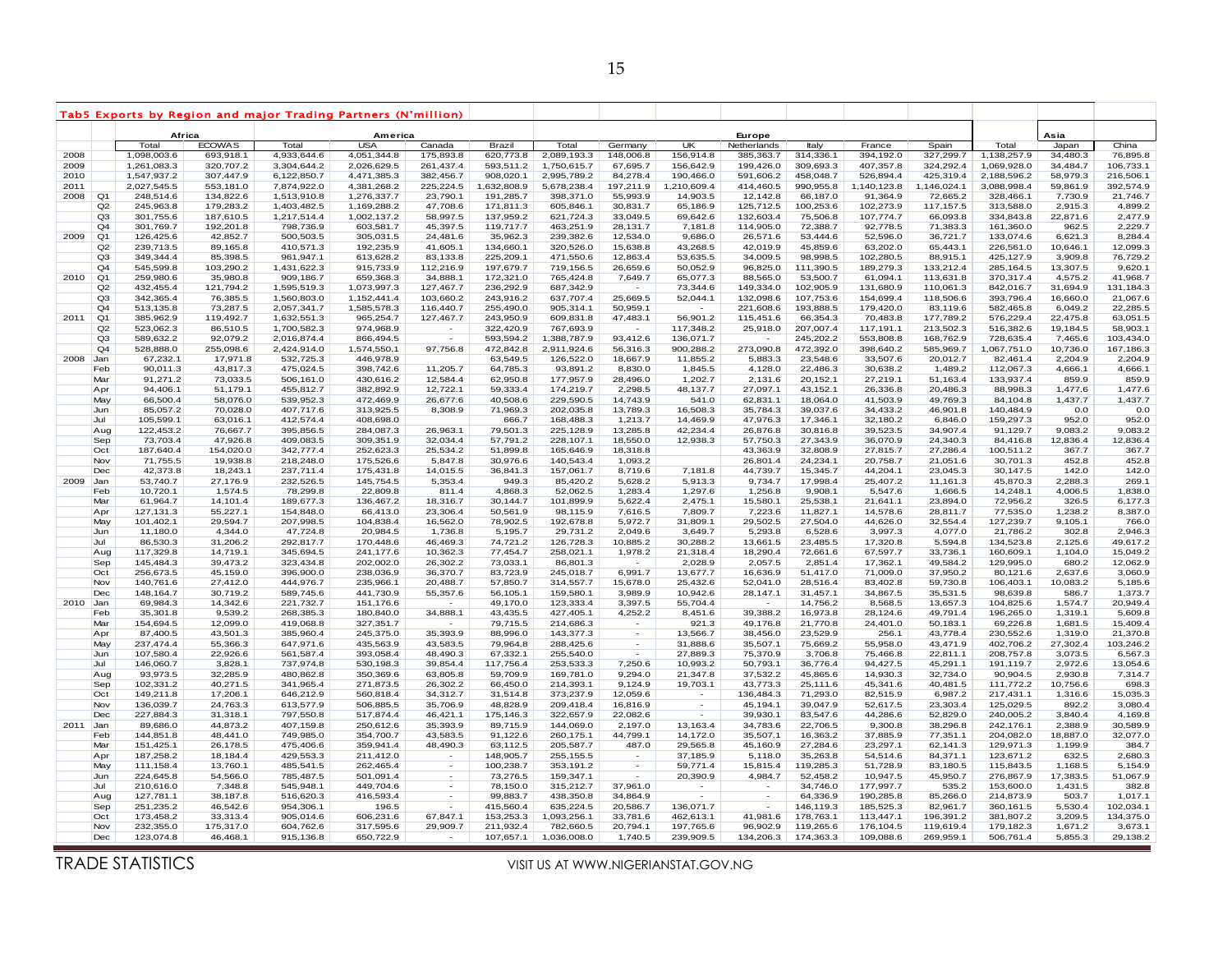## Tab5 Exports by Region and major Trading Partners (N'million)

| | | Africa | | America | | | | Europe | | | | | | | Asia | | |
|---|---|---|---|---|---|---|---|---|---|---|---|---|---|---|---|---|---|
| | | Total | ECOWAS | Total | USA | Canada | Brazil | Total | Germany | UK | Netherlands | Italy | France | Spain | Total | Japan | China |
| 2008 | | 1,098,003.6 | 693,918.1 | 4,933,644.6 | 4,051,344.8 | 175,893.8 | 620,773.8 | 2,089,193.3 | 148,006.8 | 156,914.8 | 385,363.7 | 314,336.1 | 394,192.0 | 327,299.7 | 1,138,257.9 | 34,480.3 | 76,895.8 |
| 2009 | | 1,261,083.3 | 320,707.2 | 3,304,644.2 | 2,026,629.5 | 261,437.4 | 593,511.2 | 1,750,615.7 | 67,695.7 | 156,642.9 | 199,426.0 | 309,693.3 | 407,357.8 | 324,292.4 | 1,069,928.0 | 34,484.7 | 106,733.1 |
| 2010 | | 1,547,937.2 | 307,447.9 | 6,122,850.7 | 4,471,385.3 | 382,456.7 | 908,020.1 | 2,995,789.2 | 84,278.4 | 190,466.0 | 591,606.2 | 458,048.7 | 526,894.4 | 425,319.4 | 2,188,596.2 | 58,979.3 | 216,506.1 |
| 2011 | | 2,027,545.5 | 553,181.0 | 7,874,922.0 | 4,381,268.2 | 225,224.5 | 1,632,808.9 | 5,678,238.4 | 197,211.9 | 1,210,609.4 | 414,460.5 | 990,955.8 | 1,140,123.8 | 1,146,024.1 | 3,088,998.4 | 59,861.9 | 392,574.9 |
| 2008 | Q1 | 248,514.6 | 134,822.6 | 1,513,910.8 | 1,276,337.7 | 23,790.1 | 191,285.7 | 398,371.0 | 55,993.9 | 14,903.5 | 12,142.8 | 66,187.0 | 91,364.9 | 72,665.2 | 328,466.1 | 7,730.9 | 21,746.7 |
| | Q2 | 245,963.8 | 179,283.2 | 1,403,482.5 | 1,169,288.2 | 47,708.6 | 171,811.3 | 605,846.1 | 30,831.7 | 65,186.9 | 125,712.5 | 100,253.6 | 102,273.9 | 117,157.5 | 313,588.0 | 2,915.3 | 4,899.2 |
| | Q3 | 301,755.6 | 187,610.5 | 1,217,514.4 | 1,002,137.2 | 58,997.5 | 137,959.2 | 621,724.3 | 33,049.5 | 69,642.6 | 132,603.4 | 75,506.8 | 107,774.7 | 66,093.8 | 334,843.8 | 22,871.6 | 2,477.9 |
| | Q4 | 301,769.7 | 192,201.8 | 798,736.9 | 603,581.7 | 45,397.5 | 119,717.7 | 463,251.9 | 28,131.7 | 7,181.8 | 114,905.0 | 72,388.7 | 92,778.5 | 71,383.3 | 161,360.0 | 962.5 | 2,229.7 |
| 2009 | Q1 | 126,425.6 | 42,852.7 | 500,503.5 | 305,031.5 | 24,481.6 | 35,962.3 | 239,382.6 | 12,534.0 | 9,686.0 | 26,571.6 | 53,444.6 | 52,596.0 | 36,721.7 | 133,074.6 | 6,621.3 | 8,284.4 |
| | Q2 | 239,713.5 | 89,165.8 | 410,571.3 | 192,235.9 | 41,605.1 | 134,660.1 | 320,526.0 | 15,638.8 | 43,268.5 | 42,019.9 | 45,859.6 | 63,202.0 | 65,443.1 | 226,561.0 | 10,646.1 | 12,099.3 |
| | Q3 | 349,344.4 | 85,398.5 | 961,947.1 | 613,628.2 | 83,133.8 | 225,209.1 | 471,550.6 | 12,863.4 | 53,635.5 | 34,009.5 | 98,998.5 | 102,280.5 | 88,915.1 | 425,127.9 | 3,909.8 | 76,729.2 |
| | Q4 | 545,599.8 | 103,290.2 | 1,431,622.3 | 915,733.9 | 112,216.9 | 197,679.7 | 719,156.5 | 26,659.6 | 50,052.9 | 96,825.0 | 111,390.5 | 189,279.3 | 133,212.4 | 285,164.5 | 13,307.5 | 9,620.1 |
| 2010 | Q1 | 259,980.6 | 35,980.8 | 909,186.7 | 659,368.3 | 34,888.1 | 172,321.0 | 765,424.8 | 7,649.7 | 65,077.3 | 88,565.0 | 53,500.7 | 61,094.1 | 113,631.8 | 370,317.4 | 4,575.2 | 41,968.7 |
| | Q2 | 432,455.4 | 121,794.2 | 1,595,519.3 | 1,073,997.3 | 127,467.7 | 236,292.9 | 687,342.9 | - | 73,344.6 | 149,334.0 | 102,905.9 | 131,680.9 | 110,061.3 | 842,016.7 | 31,694.9 | 131,184.3 |
| | Q3 | 342,365.4 | 76,385.5 | 1,560,803.0 | 1,152,441.4 | 103,660.2 | 243,916.2 | 637,707.4 | 25,669.5 | 52,044.1 | 132,098.6 | 107,753.6 | 154,699.4 | 118,506.6 | 393,796.4 | 16,660.0 | 21,067.6 |
| | Q4 | 513,135.8 | 73,287.5 | 2,057,341.7 | 1,585,578.3 | 116,440.7 | 255,490.0 | 905,314.1 | 50,959.1 | - | 221,608.6 | 193,888.5 | 179,420.0 | 83,119.6 | 582,465.8 | 6,049.2 | 22,285.5 |
| 2011 | Q1 | 385,962.9 | 119,492.7 | 1,632,551.3 | 965,254.7 | 127,467.7 | 243,950.9 | 609,831.8 | 47,483.1 | 56,901.2 | 115,451.6 | 66,354.3 | 70,483.8 | 177,789.2 | 576,229.4 | 22,475.8 | 63,051.5 |
| | Q2 | 523,062.3 | 86,510.5 | 1,700,582.3 | 974,968.9 | - | 322,420.9 | 767,693.9 | - | 117,348.2 | 25,918.0 | 207,007.4 | 117,191.1 | 213,502.3 | 516,382.6 | 19,184.5 | 58,903.1 |
| | Q3 | 589,632.2 | 92,079.2 | 2,016,874.4 | 866,494.5 | - | 593,594.2 | 1,388,787.9 | 93,412.6 | 136,071.7 | - | 245,202.2 | 553,808.8 | 168,762.9 | 728,635.4 | 7,465.6 | 103,434.0 |
| | Q4 | 528,888.0 | 255,098.6 | 2,424,914.0 | 1,574,550.1 | 97,756.8 | 472,842.8 | 2,911,924.6 | 56,316.3 | 900,288.2 | 273,090.8 | 472,392.0 | 398,640.2 | 585,969.7 | 1,067,751.0 | 10,736.0 | 167,186.3 |
| 2008 | Jan | 67,232.1 | 17,971.8 | 532,725.3 | 446,978.9 | | 63,549.5 | 126,522.0 | 18,667.9 | 11,855.2 | 5,883.3 | 23,548.6 | 33,507.6 | 20,012.7 | 82,461.4 | 2,204.9 | 2,204.9 |
| | Feb | 90,011.3 | 43,817.3 | 475,024.5 | 398,742.6 | 11,205.7 | 64,785.3 | 93,891.2 | 8,830.0 | 1,845.5 | 4,128.0 | 22,486.3 | 30,638.2 | 1,489.2 | 112,067.3 | 4,666.1 | 4,666.1 |
| | Mar | 91,271.2 | 73,033.5 | 506,161.0 | 430,616.2 | 12,584.4 | 62,950.8 | 177,957.9 | 28,496.0 | 1,202.7 | 2,131.6 | 20,152.1 | 27,219.1 | 51,163.4 | 133,937.4 | 859.9 | 859.9 |
| | Apr | 94,406.1 | 51,179.1 | 455,812.7 | 382,892.9 | 12,722.1 | 59,333.4 | 174,219.7 | 2,298.5 | 48,137.7 | 27,097.1 | 43,152.1 | 26,336.8 | 20,486.3 | 88,998.3 | 1,477.6 | 1,477.6 |
| | May | 66,500.4 | 58,076.0 | 539,952.3 | 472,469.9 | 26,677.6 | 40,508.6 | 229,590.5 | 14,743.9 | 541.0 | 62,831.1 | 18,064.0 | 41,503.9 | 49,769.3 | 84,104.8 | 1,437.7 | 1,437.7 |
| | Jun | 85,057.2 | 70,028.0 | 407,717.6 | 313,925.5 | 8,308.9 | 71,969.3 | 202,035.8 | 13,789.3 | 16,508.3 | 35,784.3 | 39,037.6 | 34,433.2 | 46,901.8 | 140,484.9 | 0.0 | 0.0 |
| | Jul | 105,599.1 | 63,016.1 | 412,574.4 | 408,698.0 | | 666.7 | 168,488.3 | 1,213.7 | 14,469.9 | 47,976.3 | 17,346.1 | 32,180.2 | 6,846.0 | 159,297.3 | 952.0 | 952.0 |
| | Aug | 122,453.2 | 76,667.7 | 395,856.5 | 284,087.3 | 26,963.1 | 79,501.3 | 225,128.9 | 13,285.8 | 42,234.4 | 26,876.8 | 30,816.8 | 39,523.5 | 34,907.4 | 91,129.7 | 9,083.2 | 9,083.2 |
| | Sep | 73,703.4 | 47,926.8 | 409,083.5 | 309,351.9 | 32,034.4 | 57,791.2 | 228,107.1 | 18,550.0 | 12,938.3 | 57,750.3 | 27,343.9 | 36,070.9 | 24,340.3 | 84,416.8 | 12,836.4 | 12,836.4 |
| | Oct | 187,640.4 | 154,020.0 | 342,777.4 | 252,623.3 | 25,534.2 | 51,899.8 | 165,646.9 | 18,318.8 | | 43,363.9 | 32,808.9 | 27,815.7 | 27,286.4 | 100,511.2 | 367.7 | 367.7 |
| | Nov | 71,755.5 | 19,938.8 | 218,248.0 | 175,526.6 | 5,847.8 | 30,976.6 | 140,543.4 | 1,093.2 | | 26,801.4 | 24,234.1 | 20,758.7 | 21,051.6 | 30,701.3 | 452.8 | 452.8 |
| | Dec | 42,373.8 | 18,243.1 | 237,711.4 | 175,431.8 | 14,015.5 | 36,841.3 | 157,061.7 | 8,719.6 | 7,181.8 | 44,739.7 | 15,345.7 | 44,204.1 | 23,045.3 | 30,147.5 | 142.0 | 142.0 |
| 2009 | Jan | 53,740.7 | 27,176.9 | 232,526.5 | 145,754.5 | 5,353.4 | 949.3 | 85,420.2 | 5,628.2 | 5,913.3 | 9,734.7 | 17,998.4 | 25,407.2 | 11,161.3 | 45,870.3 | 2,288.3 | 269.1 |
| | Feb | 10,720.1 | 1,574.5 | 78,299.8 | 22,809.8 | 811.4 | 4,868.3 | 52,062.5 | 1,283.4 | 1,297.6 | 1,256.8 | 9,908.1 | 5,547.6 | 1,666.5 | 14,248.1 | 4,006.5 | 1,838.0 |
| | Mar | 61,964.7 | 14,101.4 | 189,677.3 | 136,467.2 | 18,316.7 | 30,144.7 | 101,899.9 | 5,622.4 | 2,475.1 | 15,580.1 | 25,538.1 | 21,641.1 | 23,894.0 | 72,956.2 | 326.5 | 6,177.3 |
| | Apr | 127,131.3 | 55,227.1 | 154,848.0 | 66,413.0 | 23,306.4 | 50,561.9 | 98,115.9 | 7,616.5 | 7,809.7 | 7,223.6 | 11,827.1 | 14,578.6 | 28,811.7 | 77,535.0 | 1,238.2 | 8,387.0 |
| | May | 101,402.1 | 29,594.7 | 207,998.5 | 104,838.4 | 16,562.0 | 78,902.5 | 192,678.8 | 5,972.7 | 31,809.1 | 29,502.5 | 27,504.0 | 44,626.0 | 32,554.4 | 127,239.7 | 9,105.1 | 766.0 |
| | Jun | 11,180.0 | 4,344.0 | 47,724.8 | 20,984.5 | 1,736.8 | 5,195.7 | 29,731.2 | 2,049.6 | 3,649.7 | 5,293.8 | 6,528.6 | 3,997.3 | 4,077.0 | 21,786.2 | 302.8 | 2,946.3 |
| | Jul | 86,530.3 | 31,206.2 | 292,817.7 | 170,448.6 | 46,469.3 | 74,721.2 | 126,728.3 | 10,885.2 | 30,288.2 | 13,661.5 | 23,485.5 | 17,320.8 | 5,594.8 | 134,523.8 | 2,125.6 | 49,617.2 |
| | Aug | 117,329.8 | 14,719.1 | 345,694.5 | 241,177.6 | 10,362.3 | 77,454.7 | 258,021.1 | 1,978.2 | 21,318.4 | 18,290.4 | 72,661.6 | 67,597.7 | 33,736.1 | 160,609.1 | 1,104.0 | 15,049.2 |
| | Sep | 145,484.3 | 39,473.2 | 323,434.8 | 202,002.0 | 26,302.2 | 73,033.1 | 86,801.3 | - | 2,028.9 | 2,057.5 | 2,851.4 | 17,362.1 | 49,584.2 | 129,995.0 | 680.2 | 12,062.9 |
| | Oct | 256,673.5 | 45,159.0 | 396,900.0 | 238,036.9 | 36,370.7 | 83,723.9 | 245,018.7 | 6,991.7 | 13,677.7 | 16,636.9 | 51,417.0 | 71,009.0 | 37,950.2 | 80,121.6 | 2,637.6 | 3,060.9 |
| | Nov | 140,761.6 | 27,410.2 | 444,976.7 | 235,966.1 | 20,488.7 | 57,850.7 | 314,557.7 | 15,678.0 | 25,432.6 | 52,041.0 | 28,516.4 | 83,402.8 | 59,730.8 | 106,403.1 | 10,083.2 | 5,185.6 |
| | Dec | 148,164.7 | 30,719.2 | 589,745.6 | 441,730.9 | 55,357.6 | 56,105.1 | 159,580.1 | 3,989.9 | 10,942.6 | 28,147.1 | 31,457.1 | 34,867.5 | 35,531.5 | 98,639.8 | 586.7 | 1,373.7 |
| 2010 | Jan | 69,984.3 | 14,342.6 | 221,732.7 | 151,176.6 | - | 49,170.0 | 123,333.4 | 3,397.5 | 55,704.4 | - | 14,756.2 | 8,568.5 | 13,657.3 | 104,825.6 | 1,574.7 | 20,949.4 |
| | Feb | 35,301.8 | 9,539.2 | 268,385.3 | 180,840.0 | 34,888.1 | 43,435.5 | 427,405.1 | 4,252.2 | 8,451.6 | 39,388.2 | 16,973.8 | 28,124.6 | 49,791.4 | 196,265.0 | 1,319.1 | 5,609.8 |
| | Mar | 154,694.5 | 12,099.0 | 419,068.8 | 327,351.7 | - | 79,715.5 | 214,686.3 | - | 921.3 | 49,176.8 | 21,770.8 | 24,401.0 | 50,183.1 | 69,226.8 | 1,681.5 | 15,409.4 |
| | Apr | 87,400.5 | 43,501.3 | 385,960.4 | 245,375.0 | 35,393.9 | 88,996.0 | 143,377.3 | - | 13,566.7 | 38,456.0 | 23,529.9 | 256.1 | 43,778.4 | 230,552.6 | 1,319.0 | 21,370.8 |
| | May | 237,474.4 | 55,366.3 | 647,971.6 | 435,563.9 | 43,583.5 | 79,964.8 | 288,425.6 | - | 31,888.6 | 35,507.1 | 75,669.2 | 55,958.0 | 43,471.9 | 402,706.2 | 27,302.4 | 103,246.2 |
| | Jun | 107,580.4 | 22,926.6 | 561,587.4 | 393,058.4 | 48,490.3 | 67,332.1 | 255,540.0 | - | 27,889.3 | 75,370.9 | 3,706.8 | 75,466.8 | 22,811.1 | 208,757.8 | 3,073.5 | 6,567.3 |
| | Jul | 146,060.7 | 3,828.1 | 737,974.8 | 530,198.3 | 39,854.4 | 117,756.4 | 253,533.3 | 7,250.6 | 10,993.2 | 50,793.1 | 36,776.4 | 94,427.5 | 45,291.1 | 191,119.7 | 2,972.6 | 13,054.6 |
| | Aug | 93,973.5 | 32,285.9 | 480,862.8 | 350,369.6 | 63,805.8 | 59,709.9 | 169,781.0 | 9,294.0 | 21,347.8 | 37,532.2 | 45,865.6 | 14,930.3 | 32,734.0 | 90,904.5 | 2,930.8 | 7,314.7 |
| | Sep | 102,331.2 | 40,271.5 | 341,965.4 | 271,873.5 | 26,302.2 | 66,450.0 | 214,393.1 | 9,124.9 | 19,703.1 | 43,773.3 | 25,111.6 | 45,341.6 | 40,481.5 | 111,772.2 | 10,756.6 | 698.3 |
| | Oct | 149,211.8 | 17,206.1 | 646,212.9 | 560,818.4 | 34,312.7 | 31,514.8 | 373,237.9 | 12,059.6 | - | 136,484.3 | 71,293.0 | 82,515.9 | 6,987.2 | 217,431.1 | 1,316.6 | 15,035.3 |
| | Nov | 136,039.7 | 24,763.3 | 613,577.9 | 506,885.5 | 35,706.9 | 48,828.9 | 209,418.4 | 16,816.9 | - | 45,194.1 | 39,047.9 | 52,617.5 | 23,303.4 | 125,029.5 | 892.2 | 3,080.4 |
| | Dec | 227,884.3 | 31,318.1 | 797,550.8 | 517,874.4 | 46,421.1 | 175,146.3 | 322,657.9 | 22,082.6 | - | 39,930.1 | 83,547.6 | 44,286.6 | 52,829.0 | 240,005.2 | 3,840.4 | 4,169.8 |
| 2011 | Jan | 89,686.0 | 44,873.2 | 407,159.8 | 250,612.6 | 35,393.9 | 89,715.9 | 144,069.0 | 2,197.0 | 13,163.4 | 34,783.6 | 22,706.5 | 9,300.8 | 38,296.8 | 242,176.1 | 2,388.9 | 30,589.9 |
| | Feb | 144,851.8 | 48,441.0 | 749,985.0 | 354,700.7 | 43,583.5 | 91,122.6 | 260,175.1 | 44,799.1 | 14,172.0 | 35,507.1 | 16,363.2 | 37,885.9 | 77,351.1 | 204,082.0 | 18,887.0 | 32,077.0 |
| | Mar | 151,425.1 | 26,178.5 | 475,406.6 | 359,941.4 | 48,490.3 | 63,112.5 | 205,587.7 | 487.0 | 29,565.8 | 45,160.9 | 27,284.6 | 23,297.1 | 62,141.3 | 129,971.3 | 1,199.9 | 384.7 |
| | Apr | 187,258.2 | 18,184.4 | 429,553.3 | 211,412.0 | - | 148,905.7 | 255,155.5 | - | 37,185.9 | 5,118.0 | 35,263.8 | 54,514.6 | 84,371.1 | 123,671.2 | 632.5 | 2,680.3 |
| | May | 111,158.4 | 13,760.1 | 485,541.5 | 262,465.4 | - | 100,238.7 | 353,191.2 | - | 59,771.4 | 15,815.4 | 119,285.3 | 51,728.9 | 83,180.5 | 115,843.5 | 1,168.5 | 5,154.9 |
| | Jun | 224,645.8 | 54,566.0 | 785,487.5 | 501,091.4 | - | 73,276.5 | 159,347.1 | - | 20,390.9 | 4,984.7 | 52,458.2 | 10,947.5 | 45,950.7 | 276,867.9 | 17,383.5 | 51,067.9 |
| | Jul | 210,616.0 | 7,348.8 | 545,948.1 | 449,704.6 | - | 78,150.0 | 315,212.7 | 37,961.0 | - | - | 34,746.0 | 177,997.7 | 535.2 | 153,600.0 | 1,431.5 | 382.8 |
| | Aug | 127,781.1 | 38,187.8 | 516,620.3 | 416,593.4 | - | 99,883.7 | 438,350.8 | 34,864.9 | - | - | 64,336.9 | 190,285.8 | 85,266.0 | 214,873.9 | 503.7 | 1,017.1 |
| | Sep | 251,235.2 | 46,542.6 | 954,306.1 | 196.5 | - | 415,560.4 | 635,224.5 | 20,586.7 | 136,071.7 | - | 146,119.3 | 185,525.3 | 82,961.7 | 360,161.5 | 5,530.4 | 102,034.1 |
| | Oct | 173,458.2 | 33,313.4 | 905,014.6 | 606,231.6 | 67,847.1 | 153,253.3 | 1,093,256.1 | 33,781.6 | 462,613.1 | 41,981.6 | 178,763.1 | 113,447.1 | 196,391.2 | 381,807.2 | 3,209.5 | 134,375.0 |
| | Nov | 232,355.0 | 175,317.0 | 604,762.6 | 317,595.6 | 29,909.7 | 211,932.4 | 782,660.5 | 20,794.1 | 197,765.6 | 96,902.9 | 119,265.6 | 176,104.5 | 119,619.4 | 179,182.3 | 1,671.2 | 3,673.1 |
| | Dec | 123,074.8 | 46,468.1 | 915,136.8 | 650,722.9 | - | 107,657.1 | 1,036,008.0 | 1,740.5 | 239,909.5 | 134,206.3 | 174,363.3 | 109,088.6 | 269,959.1 | 506,761.4 | 5,855.3 | 29,138.2 |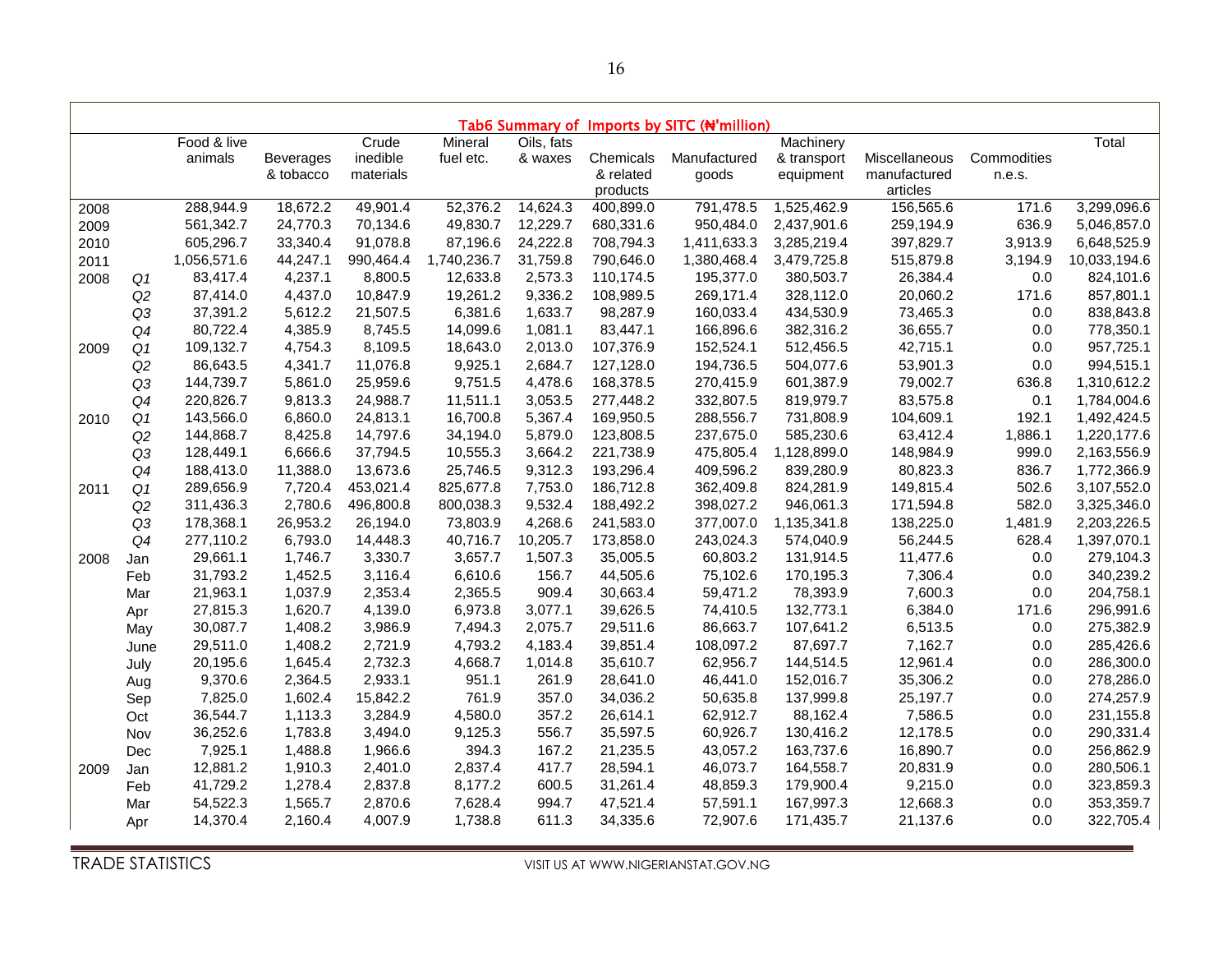**Tab6 Summary of Imports by SITC (₦'million)**

| | | Food & live animals | Beverages & tobacco | Crude inedible materials | Mineral fuel etc. | Oils, fats & waxes | Chemicals & related products | Manufactured goods | Machinery & transport equipment | Miscellaneous manufactured articles | Commodities n.e.s. | Total |
|---|---|---|---|---|---|---|---|---|---|---|---|---|
| 2008 | | 288,944.9 | 18,672.2 | 49,901.4 | 52,376.2 | 14,624.3 | 400,899.0 | 791,478.5 | 1,525,462.9 | 156,565.6 | 171.6 | 3,299,096.6 |
| 2009 | | 561,342.7 | 24,770.3 | 70,134.6 | 49,830.7 | 12,229.7 | 680,331.6 | 950,484.0 | 2,437,901.6 | 259,194.9 | 636.9 | 5,046,857.0 |
| 2010 | | 605,296.7 | 33,340.4 | 91,078.8 | 87,196.6 | 24,222.8 | 708,794.3 | 1,411,633.3 | 3,285,219.4 | 397,829.7 | 3,913.9 | 6,648,525.9 |
| 2011 | | 1,056,571.6 | 44,247.1 | 990,464.4 | 1,740,236.7 | 31,759.8 | 790,646.0 | 1,380,468.4 | 3,479,725.8 | 515,879.8 | 3,194.9 | 10,033,194.6 |
| 2008 | Q1 | 83,417.4 | 4,237.1 | 8,800.5 | 12,633.8 | 2,573.3 | 110,174.5 | 195,377.0 | 380,503.7 | 26,384.4 | 0.0 | 824,101.6 |
| | Q2 | 87,414.0 | 4,437.0 | 10,847.9 | 19,261.2 | 9,336.2 | 108,989.5 | 269,171.4 | 328,112.0 | 20,060.2 | 171.6 | 857,801.1 |
| | Q3 | 37,391.2 | 5,612.2 | 21,507.5 | 6,381.6 | 1,633.7 | 98,287.9 | 160,033.4 | 434,530.9 | 73,465.3 | 0.0 | 838,843.8 |
| | Q4 | 80,722.4 | 4,385.9 | 8,745.5 | 14,099.6 | 1,081.1 | 83,447.1 | 166,896.6 | 382,316.2 | 36,655.7 | 0.0 | 778,350.1 |
| 2009 | Q1 | 109,132.7 | 4,754.3 | 8,109.5 | 18,643.0 | 2,013.0 | 107,376.9 | 152,524.1 | 512,456.5 | 42,715.1 | 0.0 | 957,725.1 |
| | Q2 | 86,643.5 | 4,341.7 | 11,076.8 | 9,925.1 | 2,684.7 | 127,128.0 | 194,736.5 | 504,077.6 | 53,901.3 | 0.0 | 994,515.1 |
| | Q3 | 144,739.7 | 5,861.0 | 25,959.6 | 9,751.5 | 4,478.6 | 168,378.5 | 270,415.9 | 601,387.9 | 79,002.7 | 636.8 | 1,310,612.2 |
| | Q4 | 220,826.7 | 9,813.3 | 24,988.7 | 11,511.1 | 3,053.5 | 277,448.2 | 332,807.5 | 819,979.7 | 83,575.8 | 0.1 | 1,784,004.6 |
| 2010 | Q1 | 143,566.0 | 6,860.0 | 24,813.1 | 16,700.8 | 5,367.4 | 169,950.5 | 288,556.7 | 731,808.9 | 104,609.1 | 192.1 | 1,492,424.5 |
| | Q2 | 144,868.7 | 8,425.8 | 14,797.6 | 34,194.0 | 5,879.0 | 123,808.5 | 237,675.0 | 585,230.6 | 63,412.4 | 1,886.1 | 1,220,177.6 |
| | Q3 | 128,449.1 | 6,666.6 | 37,794.5 | 10,555.3 | 3,664.2 | 221,738.9 | 475,805.4 | 1,128,899.0 | 148,984.9 | 999.0 | 2,163,556.9 |
| | Q4 | 188,413.0 | 11,388.0 | 13,673.6 | 25,746.5 | 9,312.3 | 193,296.4 | 409,596.2 | 839,280.9 | 80,823.3 | 836.7 | 1,772,366.9 |
| 2011 | Q1 | 289,656.9 | 7,720.4 | 453,021.4 | 825,677.8 | 7,753.0 | 186,712.8 | 362,409.8 | 824,281.9 | 149,815.4 | 502.6 | 3,107,552.0 |
| | Q2 | 311,436.3 | 2,780.6 | 496,800.8 | 800,038.3 | 9,532.4 | 188,492.2 | 398,027.2 | 946,061.3 | 171,594.8 | 582.0 | 3,325,346.0 |
| | Q3 | 178,368.1 | 26,953.2 | 26,194.0 | 73,803.9 | 4,268.6 | 241,583.0 | 377,007.0 | 1,135,341.8 | 138,225.0 | 1,481.9 | 2,203,226.5 |
| | Q4 | 277,110.2 | 6,793.0 | 14,448.3 | 40,716.7 | 10,205.7 | 173,858.0 | 243,024.3 | 574,040.9 | 56,244.5 | 628.4 | 1,397,070.1 |
| 2008 | Jan | 29,661.1 | 1,746.7 | 3,330.7 | 3,657.7 | 1,507.3 | 35,005.5 | 60,803.2 | 131,914.5 | 11,477.6 | 0.0 | 279,104.3 |
| | Feb | 31,793.2 | 1,452.5 | 3,116.4 | 6,610.6 | 156.7 | 44,505.6 | 75,102.6 | 170,195.3 | 7,306.4 | 0.0 | 340,239.2 |
| | Mar | 21,963.1 | 1,037.9 | 2,353.4 | 2,365.5 | 909.4 | 30,663.4 | 59,471.2 | 78,393.9 | 7,600.3 | 0.0 | 204,758.1 |
| | Apr | 27,815.3 | 1,620.7 | 4,139.0 | 6,973.8 | 3,077.1 | 39,626.5 | 74,410.5 | 132,773.1 | 6,384.0 | 171.6 | 296,991.6 |
| | May | 30,087.7 | 1,408.2 | 3,986.9 | 7,494.3 | 2,075.7 | 29,511.6 | 86,663.7 | 107,641.2 | 6,513.5 | 0.0 | 275,382.9 |
| | June | 29,511.0 | 1,408.2 | 2,721.9 | 4,793.2 | 4,183.4 | 39,851.4 | 108,097.2 | 87,697.7 | 7,162.7 | 0.0 | 285,426.6 |
| | July | 20,195.6 | 1,645.4 | 2,732.3 | 4,668.7 | 1,014.8 | 35,610.7 | 62,956.7 | 144,514.5 | 12,961.4 | 0.0 | 286,300.0 |
| | Aug | 9,370.6 | 2,364.5 | 2,933.1 | 951.1 | 261.9 | 28,641.0 | 46,441.0 | 152,016.7 | 35,306.2 | 0.0 | 278,286.0 |
| | Sep | 7,825.0 | 1,602.4 | 15,842.2 | 761.9 | 357.0 | 34,036.2 | 50,635.8 | 137,999.8 | 25,197.7 | 0.0 | 274,257.9 |
| | Oct | 36,544.7 | 1,113.3 | 3,284.9 | 4,580.0 | 357.2 | 26,614.1 | 62,912.7 | 88,162.4 | 7,586.5 | 0.0 | 231,155.8 |
| | Nov | 36,252.6 | 1,783.8 | 3,494.0 | 9,125.3 | 556.7 | 35,597.5 | 60,926.7 | 130,416.2 | 12,178.5 | 0.0 | 290,331.4 |
| | Dec | 7,925.1 | 1,488.8 | 1,966.6 | 394.3 | 167.2 | 21,235.5 | 43,057.2 | 163,737.6 | 16,890.7 | 0.0 | 256,862.9 |
| 2009 | Jan | 12,881.2 | 1,910.3 | 2,401.0 | 2,837.4 | 417.7 | 28,594.1 | 46,073.7 | 164,558.7 | 20,831.9 | 0.0 | 280,506.1 |
| | Feb | 41,729.2 | 1,278.4 | 2,837.8 | 8,177.2 | 600.5 | 31,261.4 | 48,859.3 | 179,900.4 | 9,215.0 | 0.0 | 323,859.3 |
| | Mar | 54,522.3 | 1,565.7 | 2,870.6 | 7,628.4 | 994.7 | 47,521.4 | 57,591.1 | 167,997.3 | 12,668.3 | 0.0 | 353,359.7 |
| | Apr | 14,370.4 | 2,160.4 | 4,007.9 | 1,738.8 | 611.3 | 34,335.6 | 72,907.6 | 171,435.7 | 21,137.6 | 0.0 | 322,705.4 |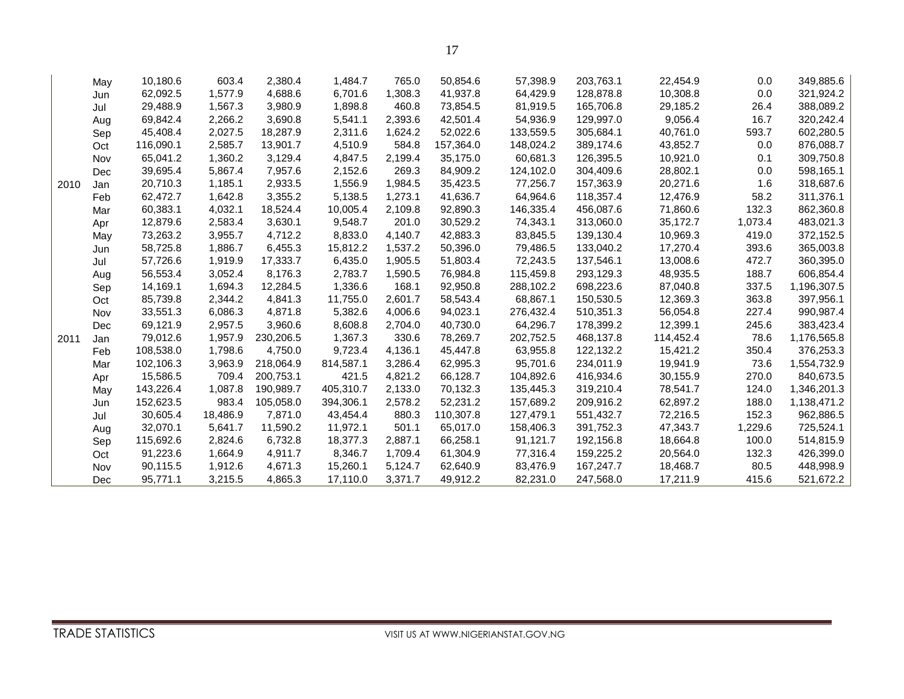| | | | | | | | | | | | | |
|---|---|---|---|---|---|---|---|---|---|---|---|---|
| | May | 10,180.6 | 603.4 | 2,380.4 | 1,484.7 | 765.0 | 50,854.6 | 57,398.9 | 203,763.1 | 22,454.9 | 0.0 | 349,885.6 |
| | Jun | 62,092.5 | 1,577.9 | 4,688.6 | 6,701.6 | 1,308.3 | 41,937.8 | 64,429.9 | 128,878.8 | 10,308.8 | 0.0 | 321,924.2 |
| | Jul | 29,488.9 | 1,567.3 | 3,980.9 | 1,898.8 | 460.8 | 73,854.5 | 81,919.5 | 165,706.8 | 29,185.2 | 26.4 | 388,089.2 |
| | Aug | 69,842.4 | 2,266.2 | 3,690.8 | 5,541.1 | 2,393.6 | 42,501.4 | 54,936.9 | 129,997.0 | 9,056.4 | 16.7 | 320,242.4 |
| | Sep | 45,408.4 | 2,027.5 | 18,287.9 | 2,311.6 | 1,624.2 | 52,022.6 | 133,559.5 | 305,684.1 | 40,761.0 | 593.7 | 602,280.5 |
| | Oct | 116,090.1 | 2,585.7 | 13,901.7 | 4,510.9 | 584.8 | 157,364.0 | 148,024.2 | 389,174.6 | 43,852.7 | 0.0 | 876,088.7 |
| | Nov | 65,041.2 | 1,360.2 | 3,129.4 | 4,847.5 | 2,199.4 | 35,175.0 | 60,681.3 | 126,395.5 | 10,921.0 | 0.1 | 309,750.8 |
| | Dec | 39,695.4 | 5,867.4 | 7,957.6 | 2,152.6 | 269.3 | 84,909.2 | 124,102.0 | 304,409.6 | 28,802.1 | 0.0 | 598,165.1 |
| 2010 | Jan | 20,710.3 | 1,185.1 | 2,933.5 | 1,556.9 | 1,984.5 | 35,423.5 | 77,256.7 | 157,363.9 | 20,271.6 | 1.6 | 318,687.6 |
| | Feb | 62,472.7 | 1,642.8 | 3,355.2 | 5,138.5 | 1,273.1 | 41,636.7 | 64,964.6 | 118,357.4 | 12,476.9 | 58.2 | 311,376.1 |
| | Mar | 60,383.1 | 4,032.1 | 18,524.4 | 10,005.4 | 2,109.8 | 92,890.3 | 146,335.4 | 456,087.6 | 71,860.6 | 132.3 | 862,360.8 |
| | Apr | 12,879.6 | 2,583.4 | 3,630.1 | 9,548.7 | 201.0 | 30,529.2 | 74,343.1 | 313,060.0 | 35,172.7 | 1,073.4 | 483,021.3 |
| | May | 73,263.2 | 3,955.7 | 4,712.2 | 8,833.0 | 4,140.7 | 42,883.3 | 83,845.5 | 139,130.4 | 10,969.3 | 419.0 | 372,152.5 |
| | Jun | 58,725.8 | 1,886.7 | 6,455.3 | 15,812.2 | 1,537.2 | 50,396.0 | 79,486.5 | 133,040.2 | 17,270.4 | 393.6 | 365,003.8 |
| | Jul | 57,726.6 | 1,919.9 | 17,333.7 | 6,435.0 | 1,905.5 | 51,803.4 | 72,243.5 | 137,546.1 | 13,008.6 | 472.7 | 360,395.0 |
| | Aug | 56,553.4 | 3,052.4 | 8,176.3 | 2,783.7 | 1,590.5 | 76,984.8 | 115,459.8 | 293,129.3 | 48,935.5 | 188.7 | 606,854.4 |
| | Sep | 14,169.1 | 1,694.3 | 12,284.5 | 1,336.6 | 168.1 | 92,950.8 | 288,102.2 | 698,223.6 | 87,040.8 | 337.5 | 1,196,307.5 |
| | Oct | 85,739.8 | 2,344.2 | 4,841.3 | 11,755.0 | 2,601.7 | 58,543.4 | 68,867.1 | 150,530.5 | 12,369.3 | 363.8 | 397,956.1 |
| | Nov | 33,551.3 | 6,086.3 | 4,871.8 | 5,382.6 | 4,006.6 | 94,023.1 | 276,432.4 | 510,351.3 | 56,054.8 | 227.4 | 990,987.4 |
| | Dec | 69,121.9 | 2,957.5 | 3,960.6 | 8,608.8 | 2,704.0 | 40,730.0 | 64,296.7 | 178,399.2 | 12,399.1 | 245.6 | 383,423.4 |
| 2011 | Jan | 79,012.6 | 1,957.9 | 230,206.5 | 1,367.3 | 330.6 | 78,269.7 | 202,752.5 | 468,137.8 | 114,452.4 | 78.6 | 1,176,565.8 |
| | Feb | 108,538.0 | 1,798.6 | 4,750.0 | 9,723.4 | 4,136.1 | 45,447.8 | 63,955.8 | 122,132.2 | 15,421.2 | 350.4 | 376,253.3 |
| | Mar | 102,106.3 | 3,963.9 | 218,064.9 | 814,587.1 | 3,286.4 | 62,995.3 | 95,701.6 | 234,011.9 | 19,941.9 | 73.6 | 1,554,732.9 |
| | Apr | 15,586.5 | 709.4 | 200,753.1 | 421.5 | 4,821.2 | 66,128.7 | 104,892.6 | 416,934.6 | 30,155.9 | 270.0 | 840,673.5 |
| | May | 143,226.4 | 1,087.8 | 190,989.7 | 405,310.7 | 2,133.0 | 70,132.3 | 135,445.3 | 319,210.4 | 78,541.7 | 124.0 | 1,346,201.3 |
| | Jun | 152,623.5 | 983.4 | 105,058.0 | 394,306.1 | 2,578.2 | 52,231.2 | 157,689.2 | 209,916.2 | 62,897.2 | 188.0 | 1,138,471.2 |
| | Jul | 30,605.4 | 18,486.9 | 7,871.0 | 43,454.4 | 880.3 | 110,307.8 | 127,479.1 | 551,432.7 | 72,216.5 | 152.3 | 962,886.5 |
| | Aug | 32,070.1 | 5,641.7 | 11,590.2 | 11,972.1 | 501.1 | 65,017.0 | 158,406.3 | 391,752.3 | 47,343.7 | 1,229.6 | 725,524.1 |
| | Sep | 115,692.6 | 2,824.6 | 6,732.8 | 18,377.3 | 2,887.1 | 66,258.1 | 91,121.7 | 192,156.8 | 18,664.8 | 100.0 | 514,815.9 |
| | Oct | 91,223.6 | 1,664.9 | 4,911.7 | 8,346.7 | 1,709.4 | 61,304.9 | 77,316.4 | 159,225.2 | 20,564.0 | 132.3 | 426,399.0 |
| | Nov | 90,115.5 | 1,912.6 | 4,671.3 | 15,260.1 | 5,124.7 | 62,640.9 | 83,476.9 | 167,247.7 | 18,468.7 | 80.5 | 448,998.9 |
| | Dec | 95,771.1 | 3,215.5 | 4,865.3 | 17,110.0 | 3,371.7 | 49,912.2 | 82,231.0 | 247,568.0 | 17,211.9 | 415.6 | 521,672.2 |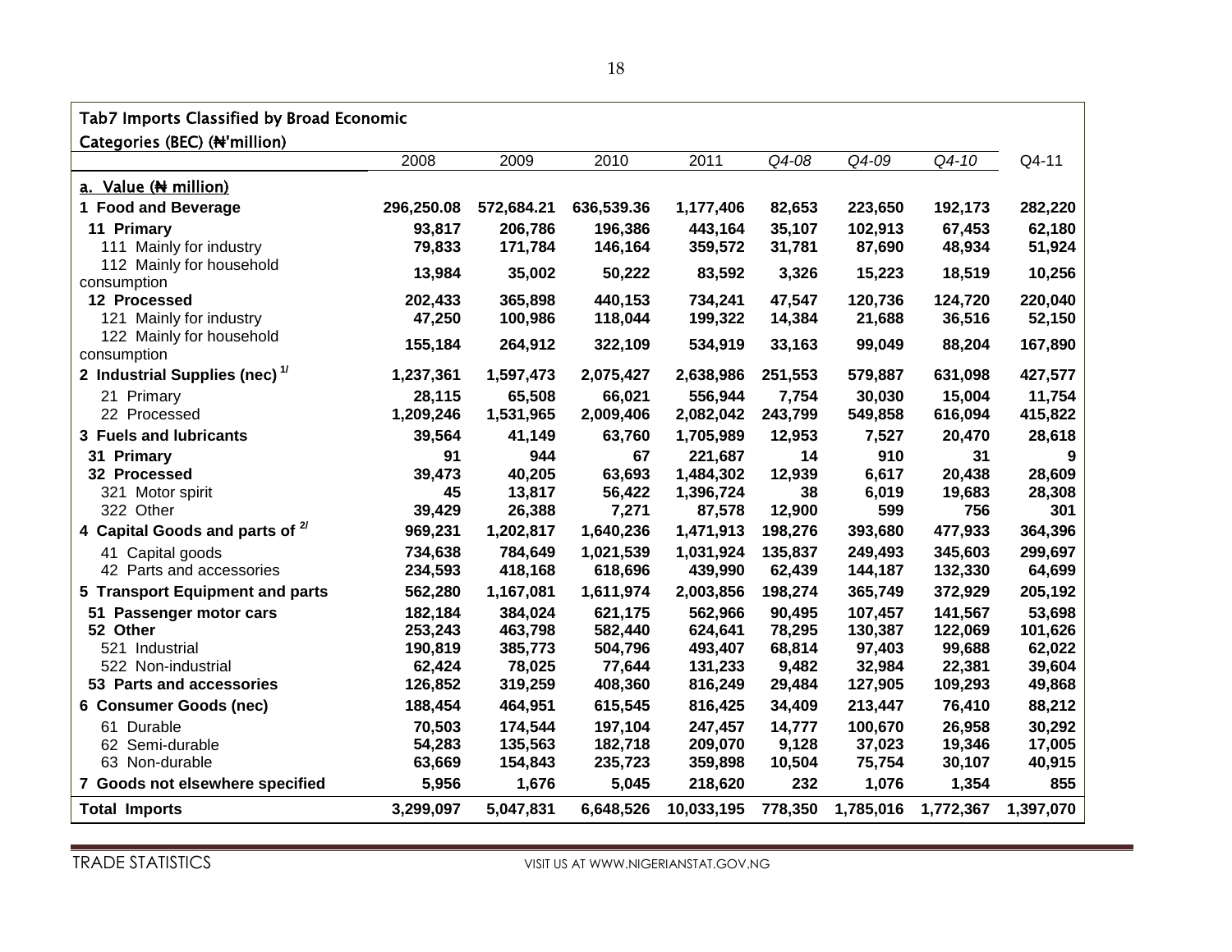## Tab7 Imports Classified by Broad Economic Categories (BEC) (₦'million)

| | 2008 | 2009 | 2010 | 2011 | *Q4-08* | *Q4-09* | *Q4-10* | Q4-11 |
|---|---|---|---|---|---|---|---|---|
| **a. Value (₦ million)** | | | | | | | | |
| **1 Food and Beverage** | **296,250.08** | **572,684.21** | **636,539.36** | **1,177,406** | **82,653** | **223,650** | **192,173** | **282,220** |
| **11 Primary** | **93,817** | **206,786** | **196,386** | **443,164** | **35,107** | **102,913** | **67,453** | **62,180** |
| 111 Mainly for industry | **79,833** | **171,784** | **146,164** | **359,572** | **31,781** | **87,690** | **48,934** | **51,924** |
| 112 Mainly for household consumption | **13,984** | **35,002** | **50,222** | **83,592** | **3,326** | **15,223** | **18,519** | **10,256** |
| **12 Processed** | **202,433** | **365,898** | **440,153** | **734,241** | **47,547** | **120,736** | **124,720** | **220,040** |
| 121 Mainly for industry | **47,250** | **100,986** | **118,044** | **199,322** | **14,384** | **21,688** | **36,516** | **52,150** |
| 122 Mainly for household consumption | **155,184** | **264,912** | **322,109** | **534,919** | **33,163** | **99,049** | **88,204** | **167,890** |
| **2 Industrial Supplies (nec) [1/]** | **1,237,361** | **1,597,473** | **2,075,427** | **2,638,986** | **251,553** | **579,887** | **631,098** | **427,577** |
| 21 Primary | **28,115** | **65,508** | **66,021** | **556,944** | **7,754** | **30,030** | **15,004** | **11,754** |
| 22 Processed | **1,209,246** | **1,531,965** | **2,009,406** | **2,082,042** | **243,799** | **549,858** | **616,094** | **415,822** |
| **3 Fuels and lubricants** | **39,564** | **41,149** | **63,760** | **1,705,989** | **12,953** | **7,527** | **20,470** | **28,618** |
| **31 Primary** | **91** | **944** | **67** | **221,687** | **14** | **910** | **31** | **9** |
| **32 Processed** | **39,473** | **40,205** | **63,693** | **1,484,302** | **12,939** | **6,617** | **20,438** | **28,609** |
| 321 Motor spirit | **45** | **13,817** | **56,422** | **1,396,724** | **38** | **6,019** | **19,683** | **28,308** |
| 322 Other | **39,429** | **26,388** | **7,271** | **87,578** | **12,900** | **599** | **756** | **301** |
| **4 Capital Goods and parts of [2/]** | **969,231** | **1,202,817** | **1,640,236** | **1,471,913** | **198,276** | **393,680** | **477,933** | **364,396** |
| 41 Capital goods | **734,638** | **784,649** | **1,021,539** | **1,031,924** | **135,837** | **249,493** | **345,603** | **299,697** |
| 42 Parts and accessories | **234,593** | **418,168** | **618,696** | **439,990** | **62,439** | **144,187** | **132,330** | **64,699** |
| **5 Transport Equipment and parts** | **562,280** | **1,167,081** | **1,611,974** | **2,003,856** | **198,274** | **365,749** | **372,929** | **205,192** |
| **51 Passenger motor cars** | **182,184** | **384,024** | **621,175** | **562,966** | **90,495** | **107,457** | **141,567** | **53,698** |
| **52 Other** | **253,243** | **463,798** | **582,440** | **624,641** | **78,295** | **130,387** | **122,069** | **101,626** |
| 521 Industrial | **190,819** | **385,773** | **504,796** | **493,407** | **68,814** | **97,403** | **99,688** | **62,022** |
| 522 Non-industrial | **62,424** | **78,025** | **77,644** | **131,233** | **9,482** | **32,984** | **22,381** | **39,604** |
| **53 Parts and accessories** | **126,852** | **319,259** | **408,360** | **816,249** | **29,484** | **127,905** | **109,293** | **49,868** |
| **6 Consumer Goods (nec)** | **188,454** | **464,951** | **615,545** | **816,425** | **34,409** | **213,447** | **76,410** | **88,212** |
| 61 Durable | **70,503** | **174,544** | **197,104** | **247,457** | **14,777** | **100,670** | **26,958** | **30,292** |
| 62 Semi-durable | **54,283** | **135,563** | **182,718** | **209,070** | **9,128** | **37,023** | **19,346** | **17,005** |
| 63 Non-durable | **63,669** | **154,843** | **235,723** | **359,898** | **10,504** | **75,754** | **30,107** | **40,915** |
| **7 Goods not elsewhere specified** | **5,956** | **1,676** | **5,045** | **218,620** | **232** | **1,076** | **1,354** | **855** |
| **Total Imports** | **3,299,097** | **5,047,831** | **6,648,526** | **10,033,195** | **778,350** | **1,785,016** | **1,772,367** | **1,397,070** |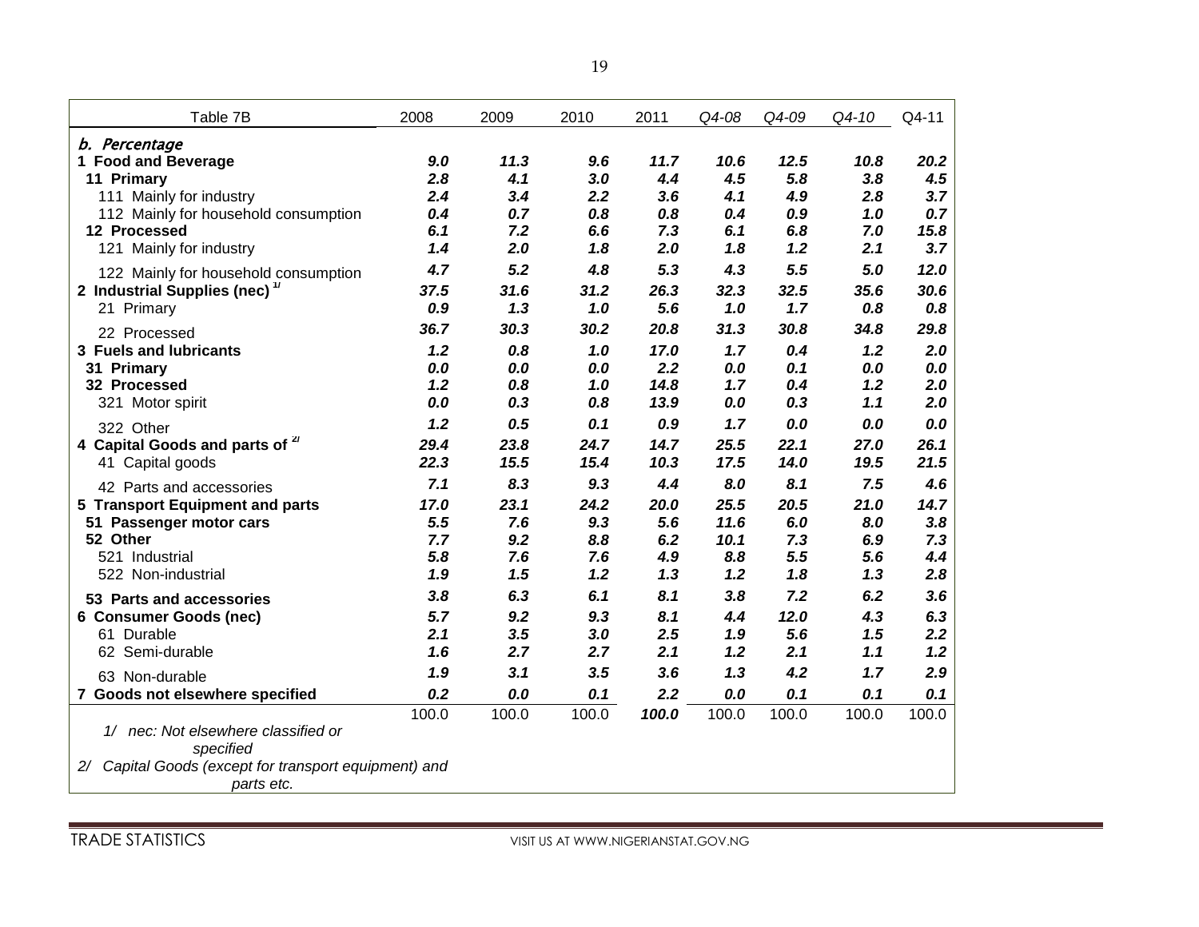| Table 7B | 2008 | 2009 | 2010 | 2011 | *Q4-08* | *Q4-09* | *Q4-10* | Q4-11 |
|---|---|---|---|---|---|---|---|---|
| ***b. Percentage*** | | | | | | | | |
| **1 Food and Beverage** | ***9.0*** | ***11.3*** | ***9.6*** | ***11.7*** | ***10.6*** | ***12.5*** | ***10.8*** | ***20.2*** |
| **11 Primary** | ***2.8*** | ***4.1*** | ***3.0*** | ***4.4*** | ***4.5*** | ***5.8*** | ***3.8*** | ***4.5*** |
| 111 Mainly for industry | ***2.4*** | ***3.4*** | ***2.2*** | ***3.6*** | ***4.1*** | ***4.9*** | ***2.8*** | ***3.7*** |
| 112 Mainly for household consumption | ***0.4*** | ***0.7*** | ***0.8*** | ***0.8*** | ***0.4*** | ***0.9*** | ***1.0*** | ***0.7*** |
| **12 Processed** | ***6.1*** | ***7.2*** | ***6.6*** | ***7.3*** | ***6.1*** | ***6.8*** | ***7.0*** | ***15.8*** |
| 121 Mainly for industry | ***1.4*** | ***2.0*** | ***1.8*** | ***2.0*** | ***1.8*** | ***1.2*** | ***2.1*** | ***3.7*** |
| 122 Mainly for household consumption | ***4.7*** | ***5.2*** | ***4.8*** | ***5.3*** | ***4.3*** | ***5.5*** | ***5.0*** | ***12.0*** |
| **2 Industrial Supplies (nec) [1/]** | ***37.5*** | ***31.6*** | ***31.2*** | ***26.3*** | ***32.3*** | ***32.5*** | ***35.6*** | ***30.6*** |
| 21 Primary | ***0.9*** | ***1.3*** | ***1.0*** | ***5.6*** | ***1.0*** | ***1.7*** | ***0.8*** | ***0.8*** |
| 22 Processed | ***36.7*** | ***30.3*** | ***30.2*** | ***20.8*** | ***31.3*** | ***30.8*** | ***34.8*** | ***29.8*** |
| **3 Fuels and lubricants** | ***1.2*** | ***0.8*** | ***1.0*** | ***17.0*** | ***1.7*** | ***0.4*** | ***1.2*** | ***2.0*** |
| **31 Primary** | ***0.0*** | ***0.0*** | ***0.0*** | ***2.2*** | ***0.0*** | ***0.1*** | ***0.0*** | ***0.0*** |
| **32 Processed** | ***1.2*** | ***0.8*** | ***1.0*** | ***14.8*** | ***1.7*** | ***0.4*** | ***1.2*** | ***2.0*** |
| 321 Motor spirit | ***0.0*** | ***0.3*** | ***0.8*** | ***13.9*** | ***0.0*** | ***0.3*** | ***1.1*** | ***2.0*** |
| 322 Other | ***1.2*** | ***0.5*** | ***0.1*** | ***0.9*** | ***1.7*** | ***0.0*** | ***0.0*** | ***0.0*** |
| **4 Capital Goods and parts of [2/]** | ***29.4*** | ***23.8*** | ***24.7*** | ***14.7*** | ***25.5*** | ***22.1*** | ***27.0*** | ***26.1*** |
| 41 Capital goods | ***22.3*** | ***15.5*** | ***15.4*** | ***10.3*** | ***17.5*** | ***14.0*** | ***19.5*** | ***21.5*** |
| 42 Parts and accessories | ***7.1*** | ***8.3*** | ***9.3*** | ***4.4*** | ***8.0*** | ***8.1*** | ***7.5*** | ***4.6*** |
| **5 Transport Equipment and parts** | ***17.0*** | ***23.1*** | ***24.2*** | ***20.0*** | ***25.5*** | ***20.5*** | ***21.0*** | ***14.7*** |
| **51 Passenger motor cars** | ***5.5*** | ***7.6*** | ***9.3*** | ***5.6*** | ***11.6*** | ***6.0*** | ***8.0*** | ***3.8*** |
| **52 Other** | ***7.7*** | ***9.2*** | ***8.8*** | ***6.2*** | ***10.1*** | ***7.3*** | ***6.9*** | ***7.3*** |
| 521 Industrial | ***5.8*** | ***7.6*** | ***7.6*** | ***4.9*** | ***8.8*** | ***5.5*** | ***5.6*** | ***4.4*** |
| 522 Non-industrial | ***1.9*** | ***1.5*** | ***1.2*** | ***1.3*** | ***1.2*** | ***1.8*** | ***1.3*** | ***2.8*** |
| **53 Parts and accessories** | ***3.8*** | ***6.3*** | ***6.1*** | ***8.1*** | ***3.8*** | ***7.2*** | ***6.2*** | ***3.6*** |
| **6 Consumer Goods (nec)** | ***5.7*** | ***9.2*** | ***9.3*** | ***8.1*** | ***4.4*** | ***12.0*** | ***4.3*** | ***6.3*** |
| 61 Durable | ***2.1*** | ***3.5*** | ***3.0*** | ***2.5*** | ***1.9*** | ***5.6*** | ***1.5*** | ***2.2*** |
| 62 Semi-durable | ***1.6*** | ***2.7*** | ***2.7*** | ***2.1*** | ***1.2*** | ***2.1*** | ***1.1*** | ***1.2*** |
| 63 Non-durable | ***1.9*** | ***3.1*** | ***3.5*** | ***3.6*** | ***1.3*** | ***4.2*** | ***1.7*** | ***2.9*** |
| **7 Goods not elsewhere specified** | ***0.2*** | ***0.0*** | ***0.1*** | ***2.2*** | ***0.0*** | ***0.1*** | ***0.1*** | ***0.1*** |
| | 100.0 | 100.0 | 100.0 | ***100.0*** | 100.0 | 100.0 | 100.0 | 100.0 |

*1/ nec: Not elsewhere classified or specified*

*2/ Capital Goods (except for transport equipment) and parts etc.*